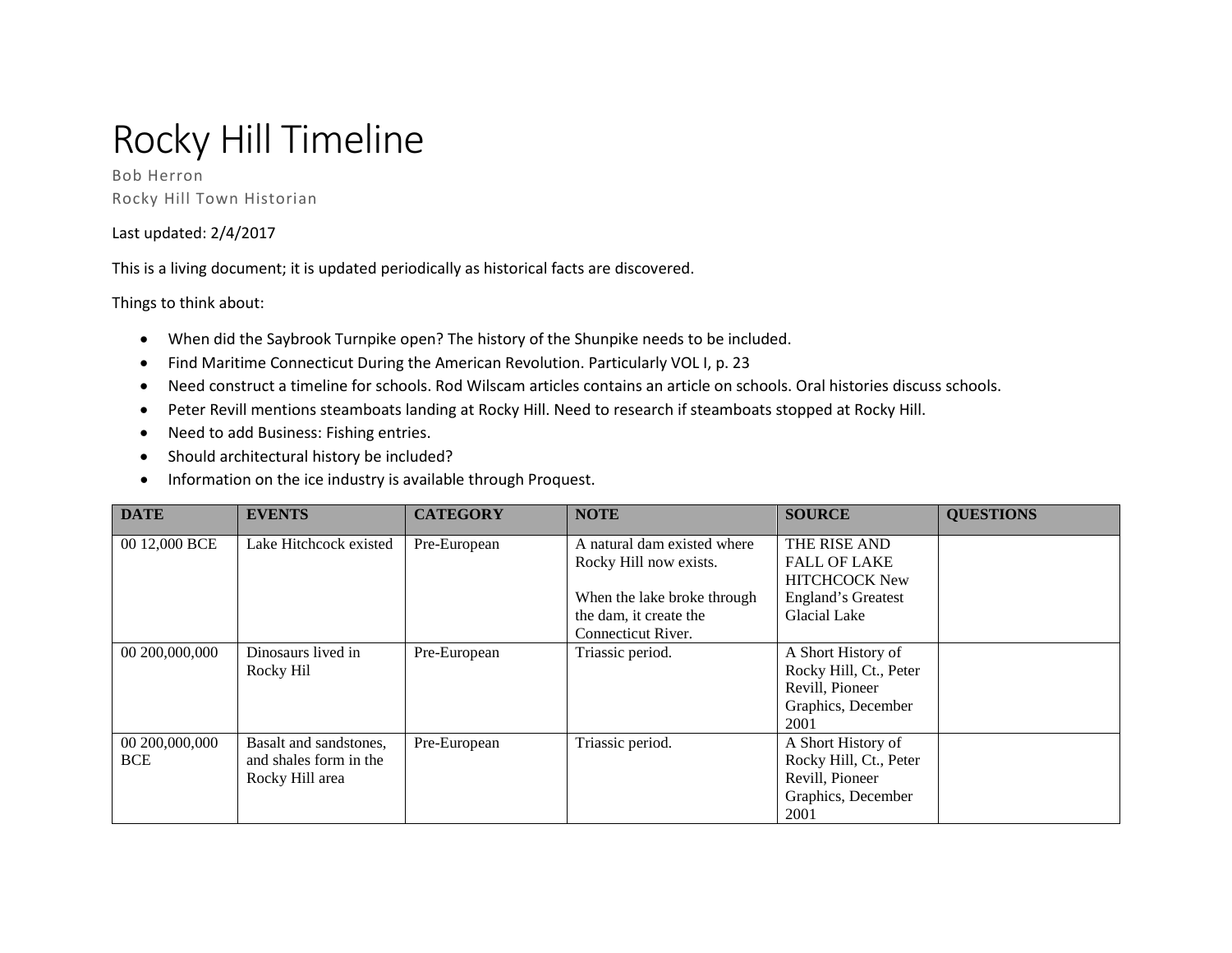# Rocky Hill Timeline

Bob Herron
Rocky Hill Town Historian

Last updated: 2/4/2017

This is a living document; it is updated periodically as historical facts are discovered.

Things to think about:

- When did the Saybrook Turnpike open? The history of the Shunpike needs to be included.
- Find Maritime Connecticut During the American Revolution. Particularly VOL I, p. 23
- Need construct a timeline for schools. Rod Wilscam articles contains an article on schools. Oral histories discuss schools.
- Peter Revill mentions steamboats landing at Rocky Hill. Need to research if steamboats stopped at Rocky Hill.
- Need to add Business: Fishing entries.
- Should architectural history be included?
- Information on the ice industry is available through Proquest.

| DATE | EVENTS | CATEGORY | NOTE | SOURCE | QUESTIONS |
|---|---|---|---|---|---|
| 00 12,000 BCE | Lake Hitchcock existed | Pre-European | A natural dam existed where Rocky Hill now exists.<br><br>When the lake broke through the dam, it create the Connecticut River. | THE RISE AND FALL OF LAKE HITCHCOCK New England's Greatest Glacial Lake | |
| 00 200,000,000 | Dinosaurs lived in Rocky Hil | Pre-European | Triassic period. | A Short History of Rocky Hill, Ct., Peter Revill, Pioneer Graphics, December 2001 | |
| 00 200,000,000 BCE | Basalt and sandstones, and shales form in the Rocky Hill area | Pre-European | Triassic period. | A Short History of Rocky Hill, Ct., Peter Revill, Pioneer Graphics, December 2001 | |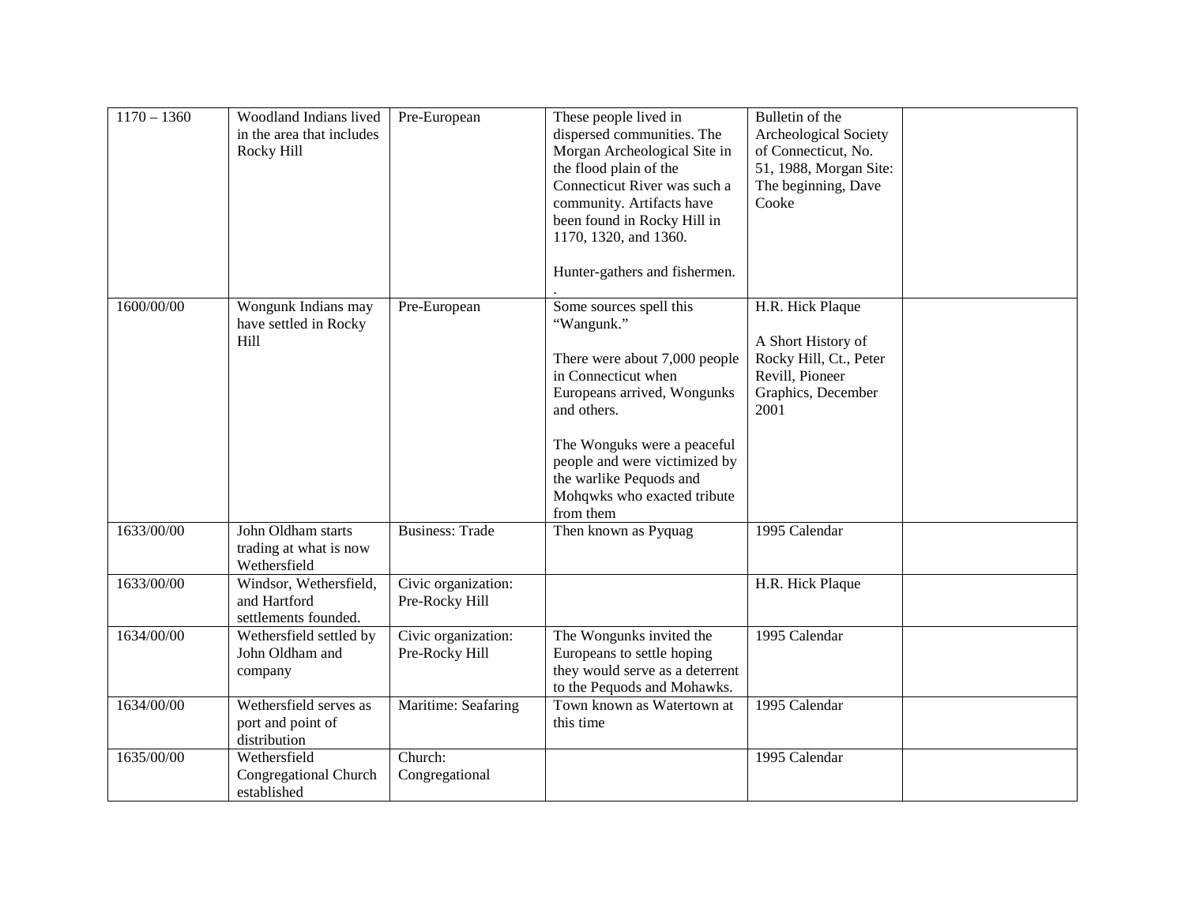| 1170 – 1360 | Woodland Indians lived in the area that includes Rocky Hill | Pre-European | These people lived in dispersed communities. The Morgan Archeological Site in the flood plain of the Connecticut River was such a community. Artifacts have been found in Rocky Hill in 1170, 1320, and 1360.<br><br>Hunter-gathers and fishermen.<br>. | Bulletin of the Archeological Society of Connecticut, No. 51, 1988, Morgan Site: The beginning, Dave Cooke | |
|---|---|---|---|---|---|
| 1600/00/00 | Wongunk Indians may have settled in Rocky Hill | Pre-European | Some sources spell this "Wangunk."<br><br>There were about 7,000 people in Connecticut when Europeans arrived, Wongunks and others.<br><br>The Wonguks were a peaceful people and were victimized by the warlike Pequods and Mohqwks who exacted tribute from them | H.R. Hick Plaque<br><br>A Short History of Rocky Hill, Ct., Peter Revill, Pioneer Graphics, December 2001 | |
| 1633/00/00 | John Oldham starts trading at what is now Wethersfield | Business: Trade | Then known as Pyquag | 1995 Calendar | |
| 1633/00/00 | Windsor, Wethersfield, and Hartford settlements founded. | Civic organization: Pre-Rocky Hill | | H.R. Hick Plaque | |
| 1634/00/00 | Wethersfield settled by John Oldham and company | Civic organization: Pre-Rocky Hill | The Wongunks invited the Europeans to settle hoping they would serve as a deterrent to the Pequods and Mohawks. | 1995 Calendar | |
| 1634/00/00 | Wethersfield serves as port and point of distribution | Maritime: Seafaring | Town known as Watertown at this time | 1995 Calendar | |
| 1635/00/00 | Wethersfield Congregational Church established | Church: Congregational | | 1995 Calendar | |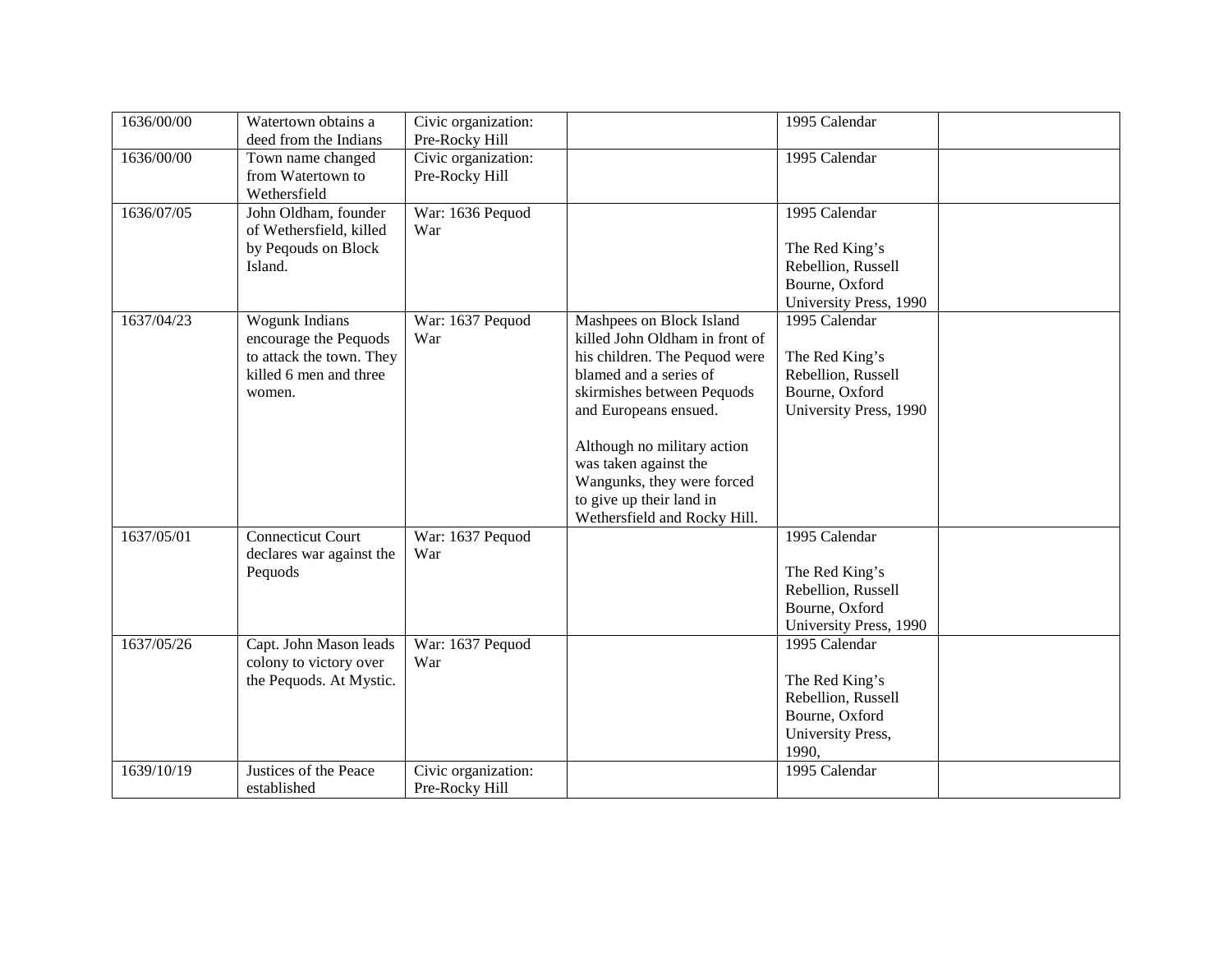| 1636/00/00 | Watertown obtains a deed from the Indians | Civic organization: Pre-Rocky Hill | | 1995 Calendar | |
|---|---|---|---|---|---|
| 1636/00/00 | Town name changed from Watertown to Wethersfield | Civic organization: Pre-Rocky Hill | | 1995 Calendar | |
| 1636/07/05 | John Oldham, founder of Wethersfield, killed by Peqouds on Block Island. | War: 1636 Pequod War | | 1995 Calendar<br><br>The Red King's Rebellion, Russell Bourne, Oxford University Press, 1990 | |
| 1637/04/23 | Wogunk Indians encourage the Pequods to attack the town. They killed 6 men and three women. | War: 1637 Pequod War | Mashpees on Block Island killed John Oldham in front of his children. The Pequod were blamed and a series of skirmishes between Pequods and Europeans ensued.<br><br>Although no military action was taken against the Wangunks, they were forced to give up their land in Wethersfield and Rocky Hill. | 1995 Calendar<br><br>The Red King's Rebellion, Russell Bourne, Oxford University Press, 1990 | |
| 1637/05/01 | Connecticut Court declares war against the Pequods | War: 1637 Pequod War | | 1995 Calendar<br><br>The Red King's Rebellion, Russell Bourne, Oxford University Press, 1990 | |
| 1637/05/26 | Capt. John Mason leads colony to victory over the Pequods. At Mystic. | War: 1637 Pequod War | | 1995 Calendar<br><br>The Red King's Rebellion, Russell Bourne, Oxford University Press, 1990, | |
| 1639/10/19 | Justices of the Peace established | Civic organization: Pre-Rocky Hill | | 1995 Calendar | |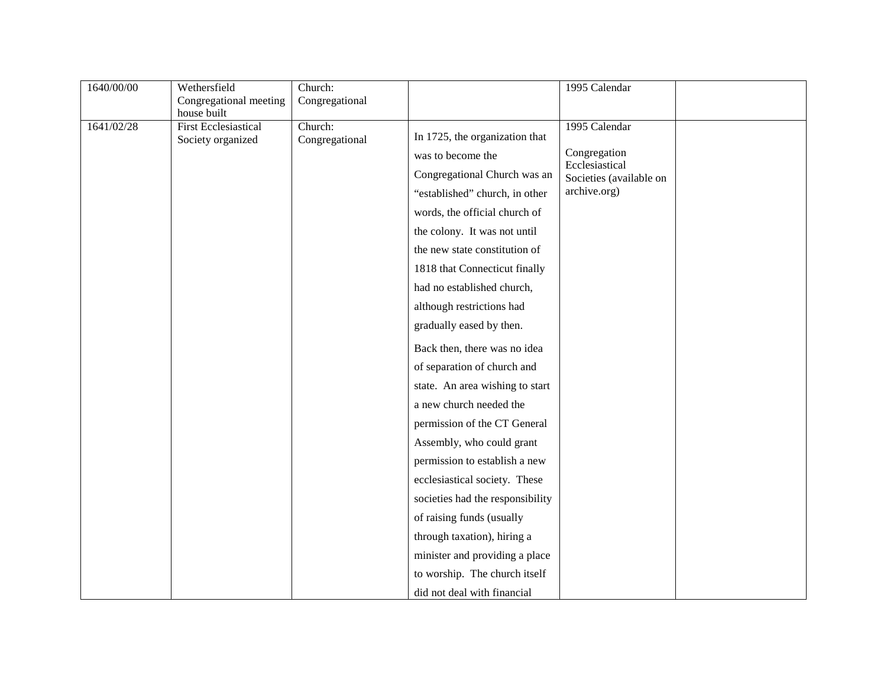| 1640/00/00 | Wethersfield Congregational meeting house built | Church: Congregational | | 1995 Calendar | |
|---|---|---|---|---|---|
| 1641/02/28 | First Ecclesiastical Society organized | Church: Congregational | In 1725, the organization that was to become the Congregational Church was an "established" church, in other words, the official church of the colony. It was not until the new state constitution of 1818 that Connecticut finally had no established church, although restrictions had gradually eased by then.<br><br>Back then, there was no idea of separation of church and state. An area wishing to start a new church needed the permission of the CT General Assembly, who could grant permission to establish a new ecclesiastical society. These societies had the responsibility of raising funds (usually through taxation), hiring a minister and providing a place to worship. The church itself did not deal with financial | 1995 Calendar<br><br>Congregation Ecclesiastical Societies (available on archive.org) | |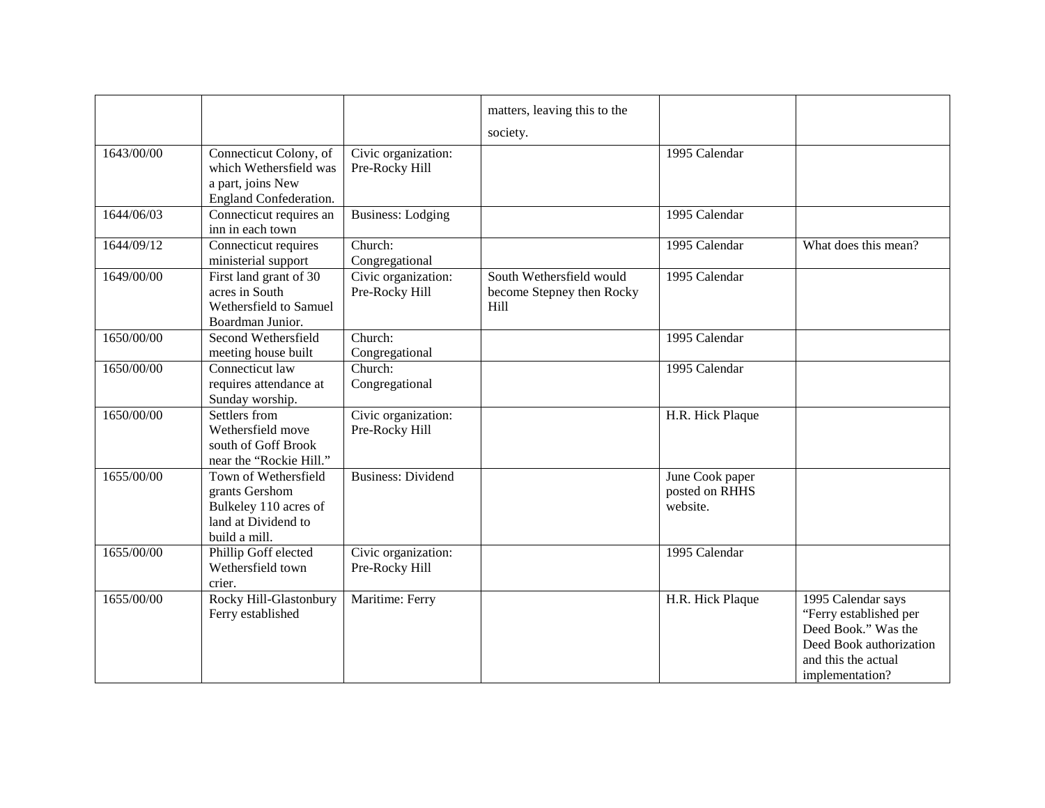| | | | matters, leaving this to the society. | | |
|---|---|---|---|---|---|
| 1643/00/00 | Connecticut Colony, of which Wethersfield was a part, joins New England Confederation. | Civic organization: Pre-Rocky Hill | | 1995 Calendar | |
| 1644/06/03 | Connecticut requires an inn in each town | Business: Lodging | | 1995 Calendar | |
| 1644/09/12 | Connecticut requires ministerial support | Church: Congregational | | 1995 Calendar | What does this mean? |
| 1649/00/00 | First land grant of 30 acres in South Wethersfield to Samuel Boardman Junior. | Civic organization: Pre-Rocky Hill | South Wethersfield would become Stepney then Rocky Hill | 1995 Calendar | |
| 1650/00/00 | Second Wethersfield meeting house built | Church: Congregational | | 1995 Calendar | |
| 1650/00/00 | Connecticut law requires attendance at Sunday worship. | Church: Congregational | | 1995 Calendar | |
| 1650/00/00 | Settlers from Wethersfield move south of Goff Brook near the "Rockie Hill." | Civic organization: Pre-Rocky Hill | | H.R. Hick Plaque | |
| 1655/00/00 | Town of Wethersfield grants Gershom Bulkeley 110 acres of land at Dividend to build a mill. | Business: Dividend | | June Cook paper posted on RHHS website. | |
| 1655/00/00 | Phillip Goff elected Wethersfield town crier. | Civic organization: Pre-Rocky Hill | | 1995 Calendar | |
| 1655/00/00 | Rocky Hill-Glastonbury Ferry established | Maritime: Ferry | | H.R. Hick Plaque | 1995 Calendar says "Ferry established per Deed Book." Was the Deed Book authorization and this the actual implementation? |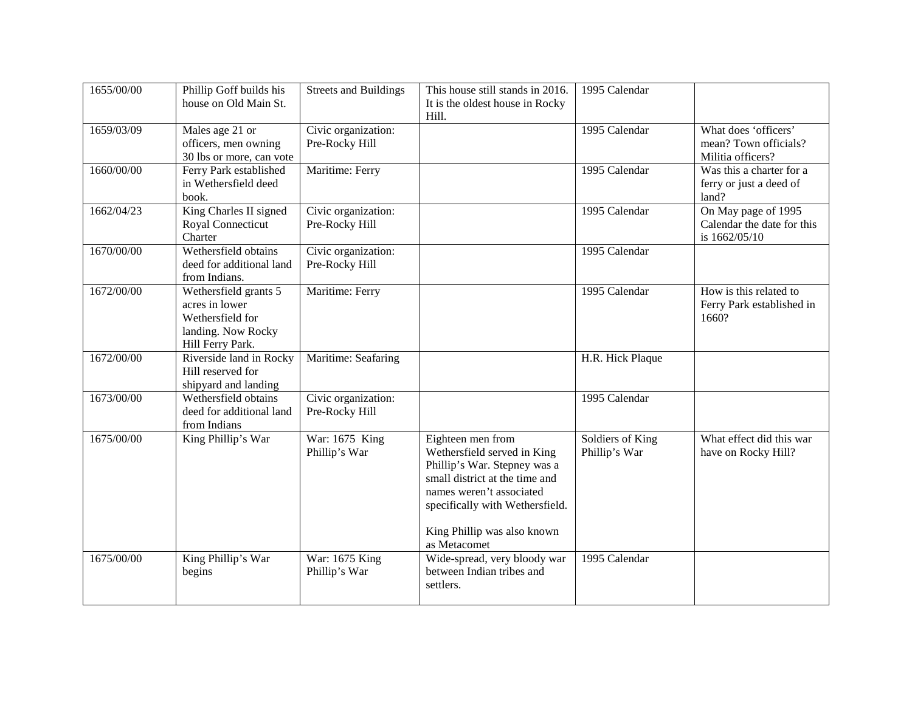| | | | | | |
|---|---|---|---|---|---|
| 1655/00/00 | Phillip Goff builds his house on Old Main St. | Streets and Buildings | This house still stands in 2016. It is the oldest house in Rocky Hill. | 1995 Calendar | |
| 1659/03/09 | Males age 21 or officers, men owning 30 lbs or more, can vote | Civic organization: Pre-Rocky Hill | | 1995 Calendar | What does 'officers' mean? Town officials? Militia officers? |
| 1660/00/00 | Ferry Park established in Wethersfield deed book. | Maritime: Ferry | | 1995 Calendar | Was this a charter for a ferry or just a deed of land? |
| 1662/04/23 | King Charles II signed Royal Connecticut Charter | Civic organization: Pre-Rocky Hill | | 1995 Calendar | On May page of 1995 Calendar the date for this is 1662/05/10 |
| 1670/00/00 | Wethersfield obtains deed for additional land from Indians. | Civic organization: Pre-Rocky Hill | | 1995 Calendar | |
| 1672/00/00 | Wethersfield grants 5 acres in lower Wethersfield for landing. Now Rocky Hill Ferry Park. | Maritime: Ferry | | 1995 Calendar | How is this related to Ferry Park established in 1660? |
| 1672/00/00 | Riverside land in Rocky Hill reserved for shipyard and landing | Maritime: Seafaring | | H.R. Hick Plaque | |
| 1673/00/00 | Wethersfield obtains deed for additional land from Indians | Civic organization: Pre-Rocky Hill | | 1995 Calendar | |
| 1675/00/00 | King Phillip's War | War: 1675 King Phillip's War | Eighteen men from Wethersfield served in King Phillip's War. Stepney was a small district at the time and names weren't associated specifically with Wethersfield.<br><br>King Phillip was also known as Metacomet | Soldiers of King Phillip's War | What effect did this war have on Rocky Hill? |
| 1675/00/00 | King Phillip's War begins | War: 1675 King Phillip's War | Wide-spread, very bloody war between Indian tribes and settlers. | 1995 Calendar | |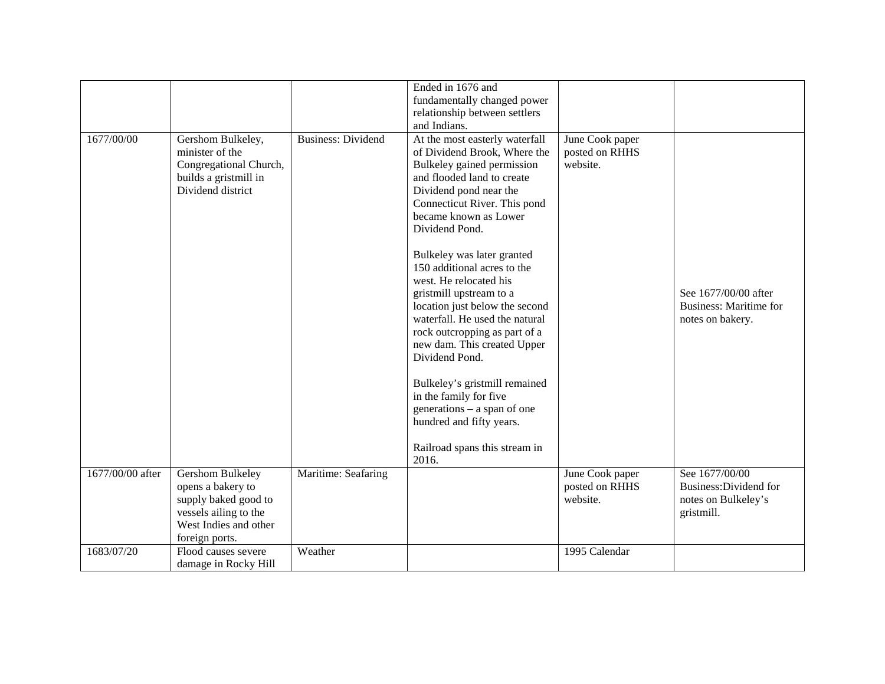| | | | | | |
|---|---|---|---|---|---|
| | | | Ended in 1676 and fundamentally changed power relationship between settlers and Indians. | | |
| 1677/00/00 | Gershom Bulkeley, minister of the Congregational Church, builds a gristmill in Dividend district | Business: Dividend | At the most easterly waterfall of Dividend Brook, Where the Bulkeley gained permission and flooded land to create Dividend pond near the Connecticut River. This pond became known as Lower Dividend Pond.<br><br>Bulkeley was later granted 150 additional acres to the west. He relocated his gristmill upstream to a location just below the second waterfall. He used the natural rock outcropping as part of a new dam. This created Upper Dividend Pond.<br><br>Bulkeley's gristmill remained in the family for five generations – a span of one hundred and fifty years.<br><br>Railroad spans this stream in 2016. | June Cook paper posted on RHHS website. | See 1677/00/00 after Business: Maritime for notes on bakery. |
| 1677/00/00 after | Gershom Bulkeley opens a bakery to supply baked good to vessels ailing to the West Indies and other foreign ports. | Maritime: Seafaring | | June Cook paper posted on RHHS website. | See 1677/00/00 Business:Dividend for notes on Bulkeley's gristmill. |
| 1683/07/20 | Flood causes severe damage in Rocky Hill | Weather | | 1995 Calendar | |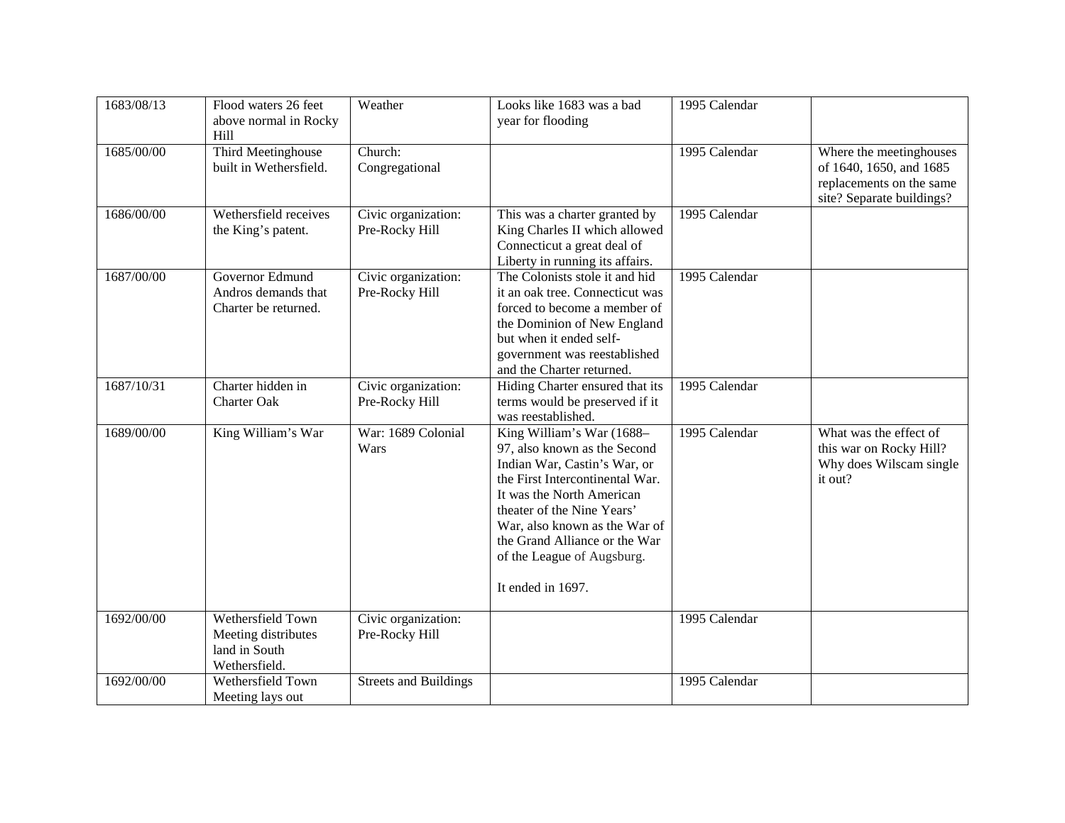| 1683/08/13 | Flood waters 26 feet above normal in Rocky Hill | Weather | Looks like 1683 was a bad year for flooding | 1995 Calendar | |
|---|---|---|---|---|---|
| 1685/00/00 | Third Meetinghouse built in Wethersfield. | Church: Congregational | | 1995 Calendar | Where the meetinghouses of 1640, 1650, and 1685 replacements on the same site? Separate buildings? |
| 1686/00/00 | Wethersfield receives the King's patent. | Civic organization: Pre-Rocky Hill | This was a charter granted by King Charles II which allowed Connecticut a great deal of Liberty in running its affairs. | 1995 Calendar | |
| 1687/00/00 | Governor Edmund Andros demands that Charter be returned. | Civic organization: Pre-Rocky Hill | The Colonists stole it and hid it an oak tree. Connecticut was forced to become a member of the Dominion of New England but when it ended self-government was reestablished and the Charter returned. | 1995 Calendar | |
| 1687/10/31 | Charter hidden in Charter Oak | Civic organization: Pre-Rocky Hill | Hiding Charter ensured that its terms would be preserved if it was reestablished. | 1995 Calendar | |
| 1689/00/00 | King William's War | War: 1689 Colonial Wars | King William's War (1688–97, also known as the Second Indian War, Castin's War, or the First Intercontinental War. It was the North American theater of the Nine Years' War, also known as the War of the Grand Alliance or the War of the League of Augsburg.<br><br>It ended in 1697. | 1995 Calendar | What was the effect of this war on Rocky Hill? Why does Wilscam single it out? |
| 1692/00/00 | Wethersfield Town Meeting distributes land in South Wethersfield. | Civic organization: Pre-Rocky Hill | | 1995 Calendar | |
| 1692/00/00 | Wethersfield Town Meeting lays out | Streets and Buildings | | 1995 Calendar | |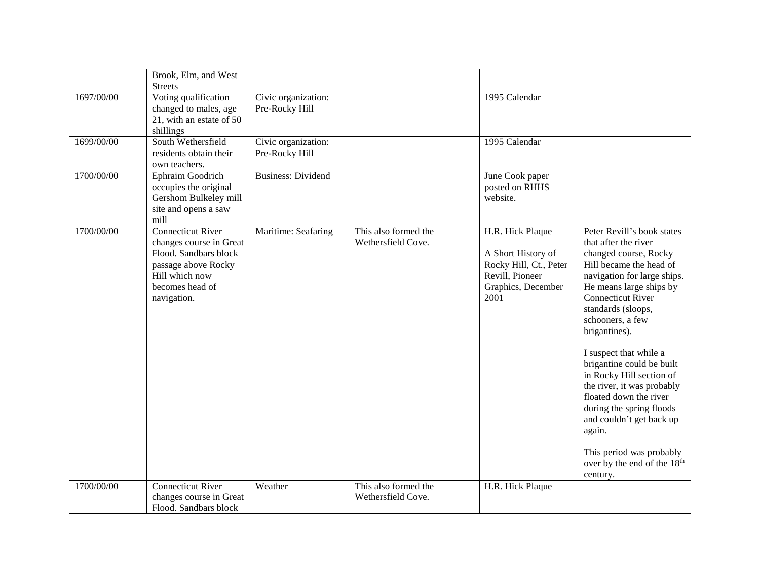| | | | | | |
|---|---|---|---|---|---|
| | Brook, Elm, and West Streets | | | | |
| 1697/00/00 | Voting qualification changed to males, age 21, with an estate of 50 shillings | Civic organization: Pre-Rocky Hill | | 1995 Calendar | |
| 1699/00/00 | South Wethersfield residents obtain their own teachers. | Civic organization: Pre-Rocky Hill | | 1995 Calendar | |
| 1700/00/00 | Ephraim Goodrich occupies the original Gershom Bulkeley mill site and opens a saw mill | Business: Dividend | | June Cook paper posted on RHHS website. | |
| 1700/00/00 | Connecticut River changes course in Great Flood. Sandbars block passage above Rocky Hill which now becomes head of navigation. | Maritime: Seafaring | This also formed the Wethersfield Cove. | H.R. Hick Plaque<br><br>A Short History of Rocky Hill, Ct., Peter Revill, Pioneer Graphics, December 2001 | Peter Revill's book states that after the river changed course, Rocky Hill became the head of navigation for large ships. He means large ships by Connecticut River standards (sloops, schooners, a few brigantines).<br><br>I suspect that while a brigantine could be built in Rocky Hill section of the river, it was probably floated down the river during the spring floods and couldn't get back up again.<br><br>This period was probably over by the end of the 18th century. |
| 1700/00/00 | Connecticut River changes course in Great Flood. Sandbars block | Weather | This also formed the Wethersfield Cove. | H.R. Hick Plaque | |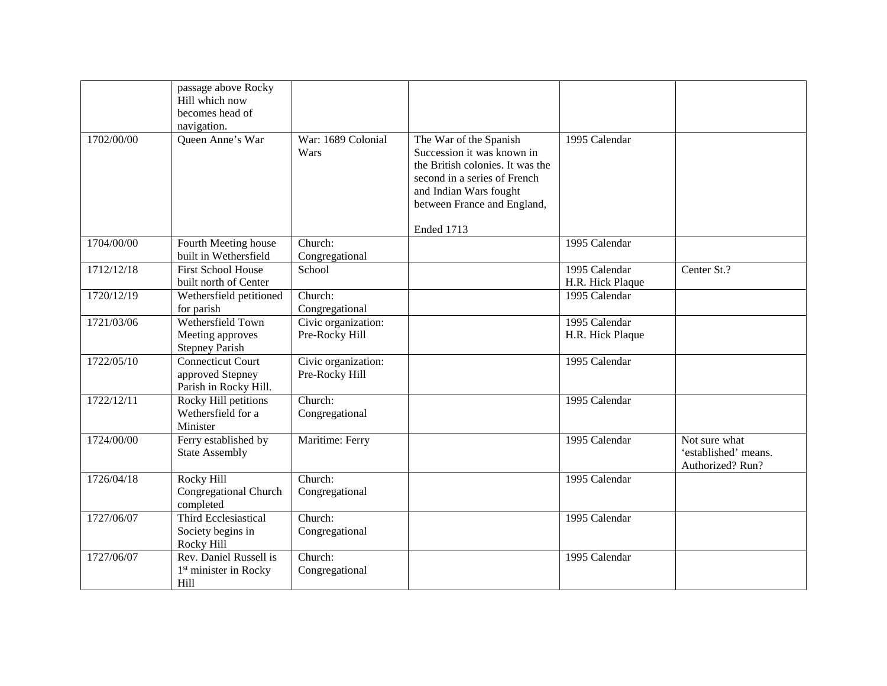| | | | | | |
|---|---|---|---|---|---|
| | passage above Rocky Hill which now becomes head of navigation. | | | | |
| 1702/00/00 | Queen Anne's War | War: 1689 Colonial Wars | The War of the Spanish Succession it was known in the British colonies. It was the second in a series of French and Indian Wars fought between France and England, Ended 1713 | 1995 Calendar | |
| 1704/00/00 | Fourth Meeting house built in Wethersfield | Church: Congregational | | 1995 Calendar | |
| 1712/12/18 | First School House built north of Center | School | | 1995 Calendar H.R. Hick Plaque | Center St.? |
| 1720/12/19 | Wethersfield petitioned for parish | Church: Congregational | | 1995 Calendar | |
| 1721/03/06 | Wethersfield Town Meeting approves Stepney Parish | Civic organization: Pre-Rocky Hill | | 1995 Calendar H.R. Hick Plaque | |
| 1722/05/10 | Connecticut Court approved Stepney Parish in Rocky Hill. | Civic organization: Pre-Rocky Hill | | 1995 Calendar | |
| 1722/12/11 | Rocky Hill petitions Wethersfield for a Minister | Church: Congregational | | 1995 Calendar | |
| 1724/00/00 | Ferry established by State Assembly | Maritime: Ferry | | 1995 Calendar | Not sure what 'established' means. Authorized? Run? |
| 1726/04/18 | Rocky Hill Congregational Church completed | Church: Congregational | | 1995 Calendar | |
| 1727/06/07 | Third Ecclesiastical Society begins in Rocky Hill | Church: Congregational | | 1995 Calendar | |
| 1727/06/07 | Rev. Daniel Russell is 1st minister in Rocky Hill | Church: Congregational | | 1995 Calendar | |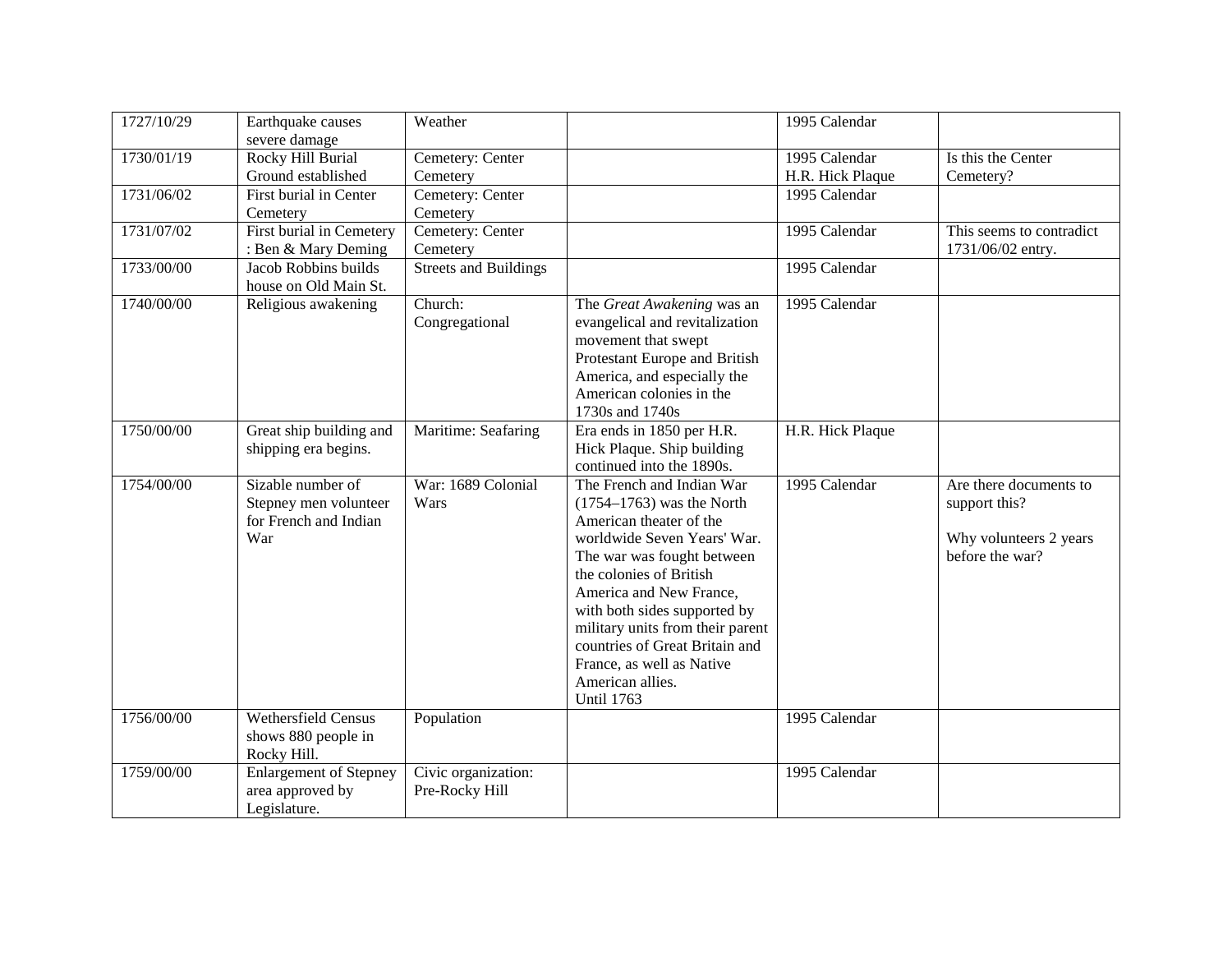| 1727/10/29 | Earthquake causes severe damage | Weather | | 1995 Calendar | |
|---|---|---|---|---|---|
| 1730/01/19 | Rocky Hill Burial Ground established | Cemetery: Center Cemetery | | 1995 Calendar<br>H.R. Hick Plaque | Is this the Center Cemetery? |
| 1731/06/02 | First burial in Center Cemetery | Cemetery: Center Cemetery | | 1995 Calendar | |
| 1731/07/02 | First burial in Cemetery : Ben & Mary Deming | Cemetery: Center Cemetery | | 1995 Calendar | This seems to contradict 1731/06/02 entry. |
| 1733/00/00 | Jacob Robbins builds house on Old Main St. | Streets and Buildings | | 1995 Calendar | |
| 1740/00/00 | Religious awakening | Church: Congregational | The *Great Awakening* was an evangelical and revitalization movement that swept Protestant Europe and British America, and especially the American colonies in the 1730s and 1740s | 1995 Calendar | |
| 1750/00/00 | Great ship building and shipping era begins. | Maritime: Seafaring | Era ends in 1850 per H.R. Hick Plaque. Ship building continued into the 1890s. | H.R. Hick Plaque | |
| 1754/00/00 | Sizable number of Stepney men volunteer for French and Indian War | War: 1689 Colonial Wars | The French and Indian War (1754–1763) was the North American theater of the worldwide Seven Years' War. The war was fought between the colonies of British America and New France, with both sides supported by military units from their parent countries of Great Britain and France, as well as Native American allies.<br>Until 1763 | 1995 Calendar | Are there documents to support this?<br><br>Why volunteers 2 years before the war? |
| 1756/00/00 | Wethersfield Census shows 880 people in Rocky Hill. | Population | | 1995 Calendar | |
| 1759/00/00 | Enlargement of Stepney area approved by Legislature. | Civic organization: Pre-Rocky Hill | | 1995 Calendar | |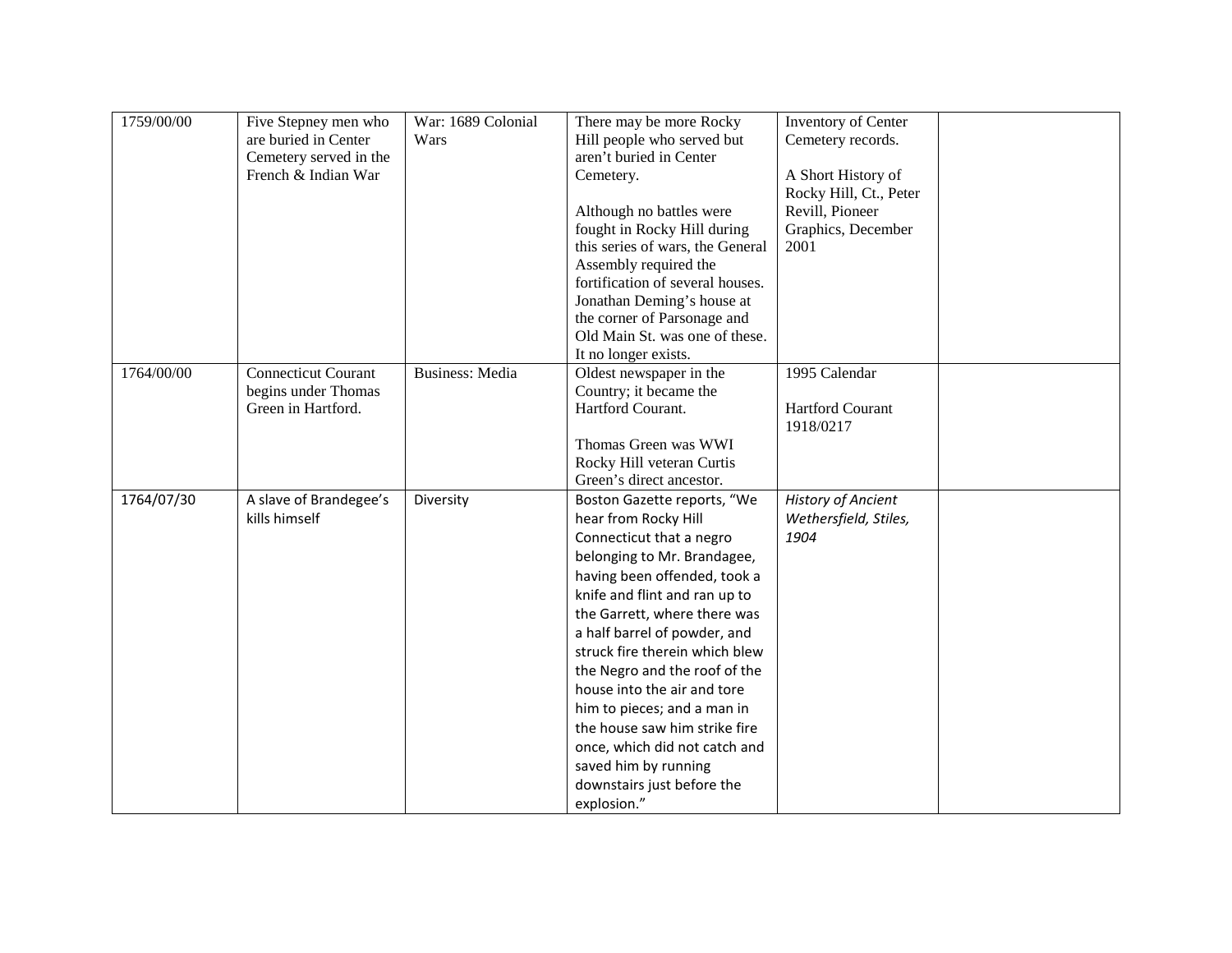| | | | | | |
|---|---|---|---|---|---|
| 1759/00/00 | Five Stepney men who are buried in Center Cemetery served in the French & Indian War | War: 1689 Colonial Wars | There may be more Rocky Hill people who served but aren't buried in Center Cemetery.<br><br>Although no battles were fought in Rocky Hill during this series of wars, the General Assembly required the fortification of several houses. Jonathan Deming's house at the corner of Parsonage and Old Main St. was one of these. It no longer exists. | Inventory of Center Cemetery records.<br><br>A Short History of Rocky Hill, Ct., Peter Revill, Pioneer Graphics, December 2001 | |
| 1764/00/00 | Connecticut Courant begins under Thomas Green in Hartford. | Business: Media | Oldest newspaper in the Country; it became the Hartford Courant.<br><br>Thomas Green was WWI Rocky Hill veteran Curtis Green's direct ancestor. | 1995 Calendar<br><br>Hartford Courant 1918/0217 | |
| 1764/07/30 | A slave of Brandegee's kills himself | Diversity | Boston Gazette reports, "We hear from Rocky Hill Connecticut that a negro belonging to Mr. Brandagee, having been offended, took a knife and flint and ran up to the Garrett, where there was a half barrel of powder, and struck fire therein which blew the Negro and the roof of the house into the air and tore him to pieces; and a man in the house saw him strike fire once, which did not catch and saved him by running downstairs just before the explosion." | *History of Ancient Wethersfield, Stiles, 1904* | |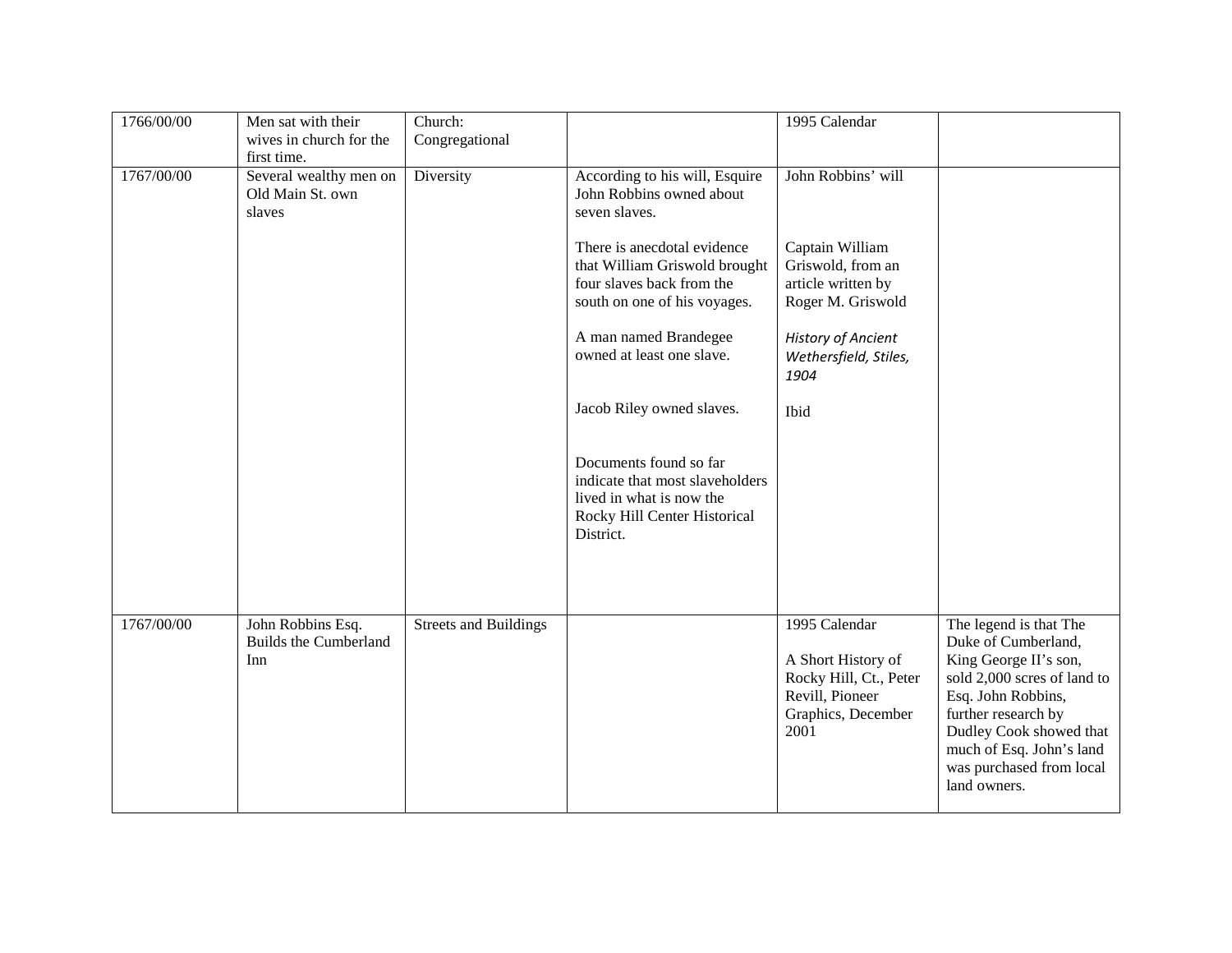| | | | | | |
|---|---|---|---|---|---|
| 1766/00/00 | Men sat with their wives in church for the first time. | Church: Congregational | | 1995 Calendar | |
| 1767/00/00 | Several wealthy men on Old Main St. own slaves | Diversity | According to his will, Esquire John Robbins owned about seven slaves.<br><br>There is anecdotal evidence that William Griswold brought four slaves back from the south on one of his voyages.<br><br>A man named Brandegee owned at least one slave.<br><br>Jacob Riley owned slaves.<br><br>Documents found so far indicate that most slaveholders lived in what is now the Rocky Hill Center Historical District. | John Robbins' will<br><br>Captain William Griswold, from an article written by Roger M. Griswold<br><br>*History of Ancient Wethersfield, Stiles, 1904*<br><br>Ibid | |
| 1767/00/00 | John Robbins Esq. Builds the Cumberland Inn | Streets and Buildings | | 1995 Calendar<br><br>A Short History of Rocky Hill, Ct., Peter Revill, Pioneer Graphics, December 2001 | The legend is that The Duke of Cumberland, King George II's son, sold 2,000 scres of land to Esq. John Robbins, further research by Dudley Cook showed that much of Esq. John's land was purchased from local land owners. |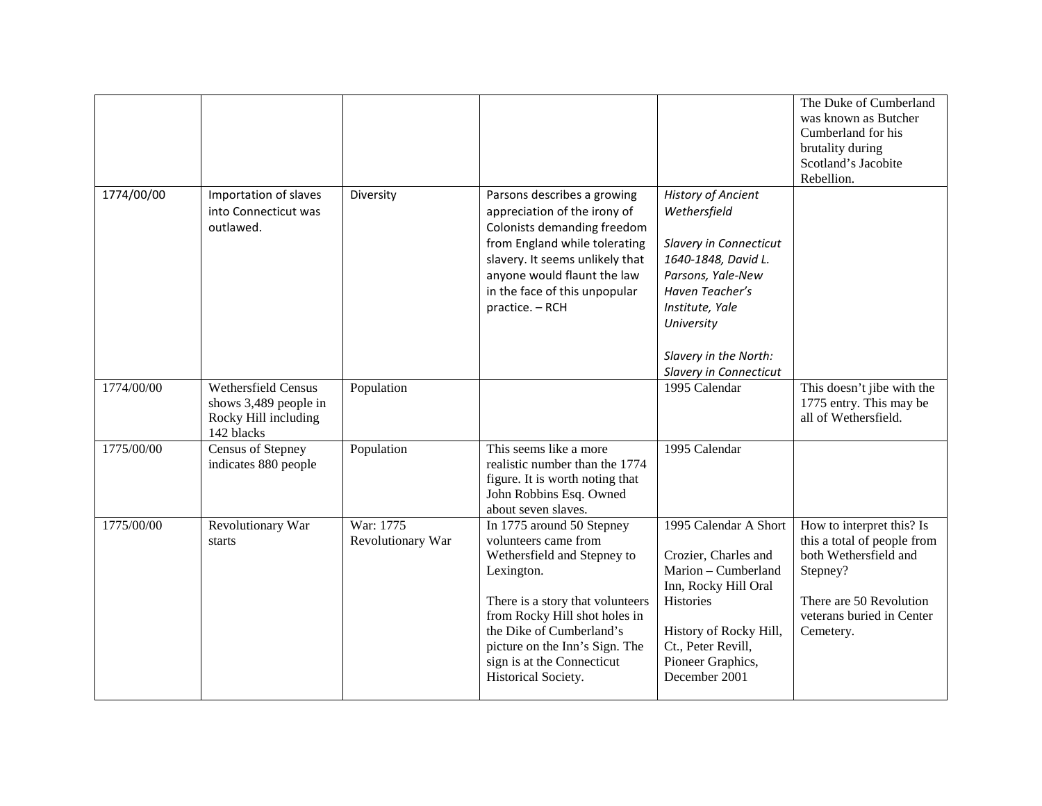|  |  |  |  |  | The Duke of Cumberland was known as Butcher Cumberland for his brutality during Scotland's Jacobite Rebellion. |
|---|---|---|---|---|---|
| 1774/00/00 | Importation of slaves into Connecticut was outlawed. | Diversity | Parsons describes a growing appreciation of the irony of Colonists demanding freedom from England while tolerating slavery. It seems unlikely that anyone would flaunt the law in the face of this unpopular practice. – RCH | *History of Ancient Wethersfield*<br><br>*Slavery in Connecticut 1640-1848, David L. Parsons, Yale-New Haven Teacher's Institute, Yale University*<br><br>*Slavery in the North: Slavery in Connecticut* |  |
| 1774/00/00 | Wethersfield Census shows 3,489 people in Rocky Hill including 142 blacks | Population |  | 1995 Calendar | This doesn't jibe with the 1775 entry. This may be all of Wethersfield. |
| 1775/00/00 | Census of Stepney indicates 880 people | Population | This seems like a more realistic number than the 1774 figure. It is worth noting that John Robbins Esq. Owned about seven slaves. | 1995 Calendar |  |
| 1775/00/00 | Revolutionary War starts | War: 1775 Revolutionary War | In 1775 around 50 Stepney volunteers came from Wethersfield and Stepney to Lexington.<br><br>There is a story that volunteers from Rocky Hill shot holes in the Dike of Cumberland's picture on the Inn's Sign. The sign is at the Connecticut Historical Society. | 1995 Calendar A Short<br><br>Crozier, Charles and Marion – Cumberland Inn, Rocky Hill Oral Histories<br><br>History of Rocky Hill, Ct., Peter Revill, Pioneer Graphics, December 2001 | How to interpret this? Is this a total of people from both Wethersfield and Stepney?<br><br>There are 50 Revolution veterans buried in Center Cemetery. |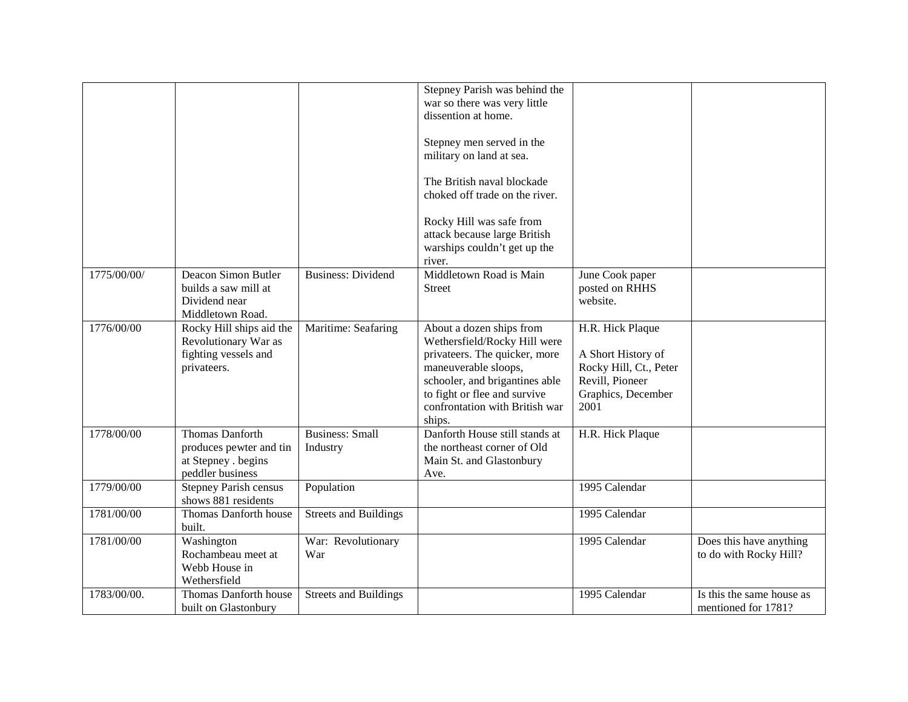| | | | | | |
|---|---|---|---|---|---|
| | | | Stepney Parish was behind the war so there was very little dissention at home.<br><br>Stepney men served in the military on land at sea.<br><br>The British naval blockade choked off trade on the river.<br><br>Rocky Hill was safe from attack because large British warships couldn't get up the river. | | |
| 1775/00/00/ | Deacon Simon Butler builds a saw mill at Dividend near Middletown Road. | Business: Dividend | Middletown Road is Main Street | June Cook paper posted on RHHS website. | |
| 1776/00/00 | Rocky Hill ships aid the Revolutionary War as fighting vessels and privateers. | Maritime: Seafaring | About a dozen ships from Wethersfield/Rocky Hill were privateers. The quicker, more maneuverable sloops, schooler, and brigantines able to fight or flee and survive confrontation with British war ships. | H.R. Hick Plaque<br><br>A Short History of Rocky Hill, Ct., Peter Revill, Pioneer Graphics, December 2001 | |
| 1778/00/00 | Thomas Danforth produces pewter and tin at Stepney . begins peddler business | Business: Small Industry | Danforth House still stands at the northeast corner of Old Main St. and Glastonbury Ave. | H.R. Hick Plaque | |
| 1779/00/00 | Stepney Parish census shows 881 residents | Population | | 1995 Calendar | |
| 1781/00/00 | Thomas Danforth house built. | Streets and Buildings | | 1995 Calendar | |
| 1781/00/00 | Washington Rochambeau meet at Webb House in Wethersfield | War: Revolutionary War | | 1995 Calendar | Does this have anything to do with Rocky Hill? |
| 1783/00/00. | Thomas Danforth house built on Glastonbury | Streets and Buildings | | 1995 Calendar | Is this the same house as mentioned for 1781? |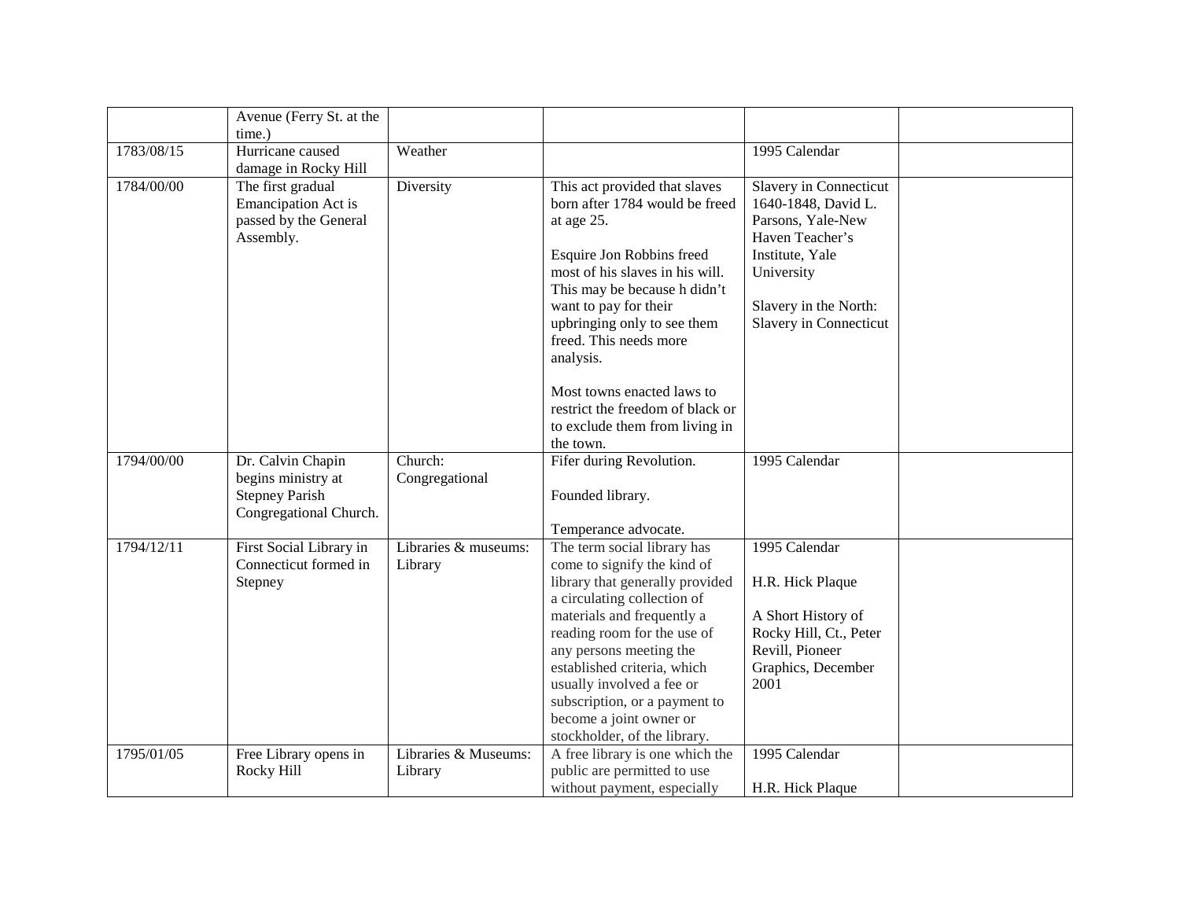|  |  |  |  |  |  |
|---|---|---|---|---|---|
|  | Avenue (Ferry St. at the time.) |  |  |  |  |
| 1783/08/15 | Hurricane caused damage in Rocky Hill | Weather |  | 1995 Calendar |  |
| 1784/00/00 | The first gradual Emancipation Act is passed by the General Assembly. | Diversity | This act provided that slaves born after 1784 would be freed at age 25.<br><br>Esquire Jon Robbins freed most of his slaves in his will. This may be because h didn't want to pay for their upbringing only to see them freed. This needs more analysis.<br><br>Most towns enacted laws to restrict the freedom of black or to exclude them from living in the town. | Slavery in Connecticut 1640-1848, David L. Parsons, Yale-New Haven Teacher's Institute, Yale University<br><br>Slavery in the North: Slavery in Connecticut |  |
| 1794/00/00 | Dr. Calvin Chapin begins ministry at Stepney Parish Congregational Church. | Church: Congregational | Fifer during Revolution.<br><br>Founded library.<br><br>Temperance advocate. | 1995 Calendar |  |
| 1794/12/11 | First Social Library in Connecticut formed in Stepney | Libraries & museums: Library | The term social library has come to signify the kind of library that generally provided a circulating collection of materials and frequently a reading room for the use of any persons meeting the established criteria, which usually involved a fee or subscription, or a payment to become a joint owner or stockholder, of the library. | 1995 Calendar<br><br>H.R. Hick Plaque<br><br>A Short History of Rocky Hill, Ct., Peter Revill, Pioneer Graphics, December 2001 |  |
| 1795/01/05 | Free Library opens in Rocky Hill | Libraries & Museums: Library | A free library is one which the public are permitted to use without payment, especially | 1995 Calendar<br><br>H.R. Hick Plaque |  |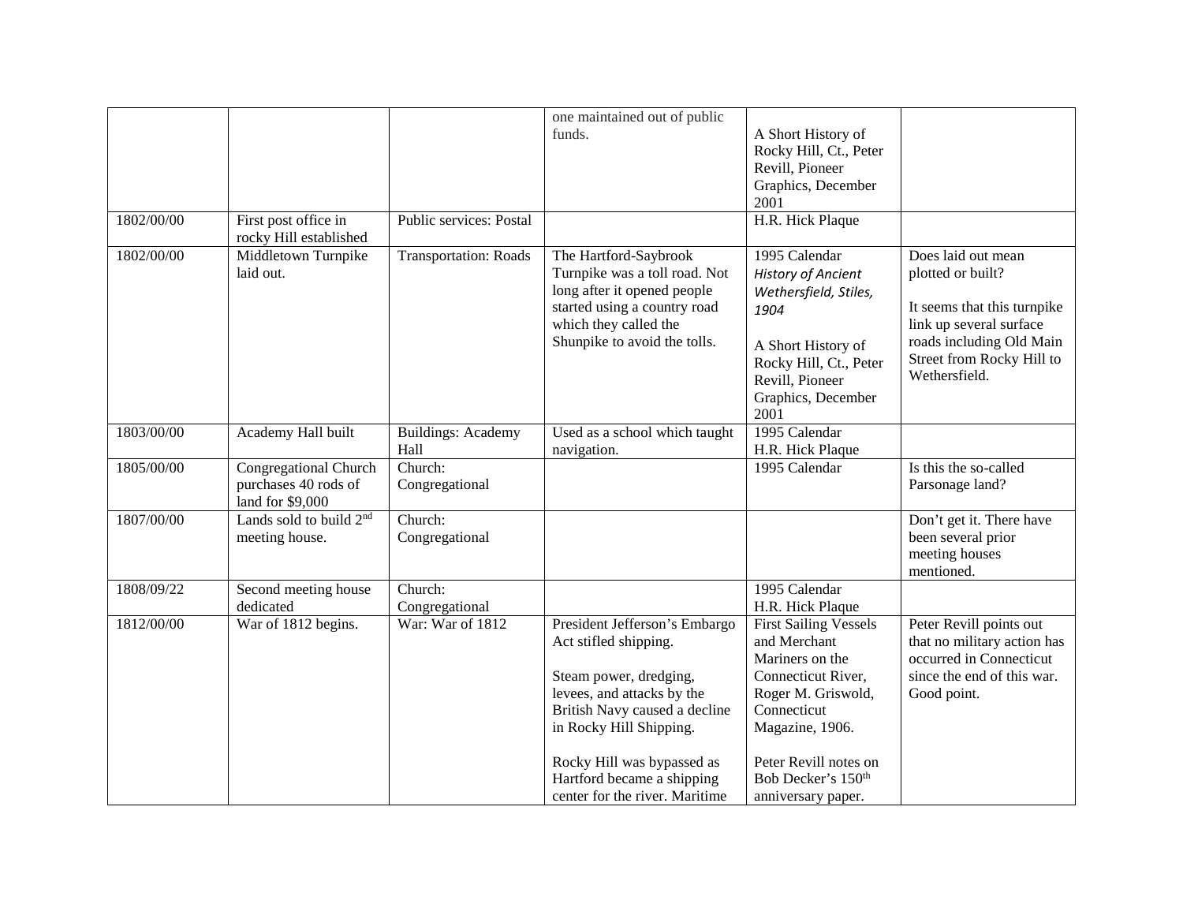| | | | one maintained out of public funds. | A Short History of Rocky Hill, Ct., Peter Revill, Pioneer Graphics, December 2001 | |
|---|---|---|---|---|---|
| 1802/00/00 | First post office in rocky Hill established | Public services: Postal | | H.R. Hick Plaque | |
| 1802/00/00 | Middletown Turnpike laid out. | Transportation: Roads | The Hartford-Saybrook Turnpike was a toll road. Not long after it opened people started using a country road which they called the Shunpike to avoid the tolls. | 1995 Calendar<br>*History of Ancient Wethersfield, Stiles, 1904*<br><br>A Short History of Rocky Hill, Ct., Peter Revill, Pioneer Graphics, December 2001 | Does laid out mean plotted or built?<br><br>It seems that this turnpike link up several surface roads including Old Main Street from Rocky Hill to Wethersfield. |
| 1803/00/00 | Academy Hall built | Buildings: Academy Hall | Used as a school which taught navigation. | 1995 Calendar<br>H.R. Hick Plaque | |
| 1805/00/00 | Congregational Church purchases 40 rods of land for $9,000 | Church: Congregational | | 1995 Calendar | Is this the so-called Parsonage land? |
| 1807/00/00 | Lands sold to build 2nd meeting house. | Church: Congregational | | | Don't get it. There have been several prior meeting houses mentioned. |
| 1808/09/22 | Second meeting house dedicated | Church: Congregational | | 1995 Calendar<br>H.R. Hick Plaque | |
| 1812/00/00 | War of 1812 begins. | War: War of 1812 | President Jefferson's Embargo Act stifled shipping.<br><br>Steam power, dredging, levees, and attacks by the British Navy caused a decline in Rocky Hill Shipping.<br><br>Rocky Hill was bypassed as Hartford became a shipping center for the river. Maritime | First Sailing Vessels and Merchant Mariners on the Connecticut River, Roger M. Griswold, Connecticut Magazine, 1906.<br><br>Peter Revill notes on Bob Decker's 150th anniversary paper. | Peter Revill points out that no military action has occurred in Connecticut since the end of this war. Good point. |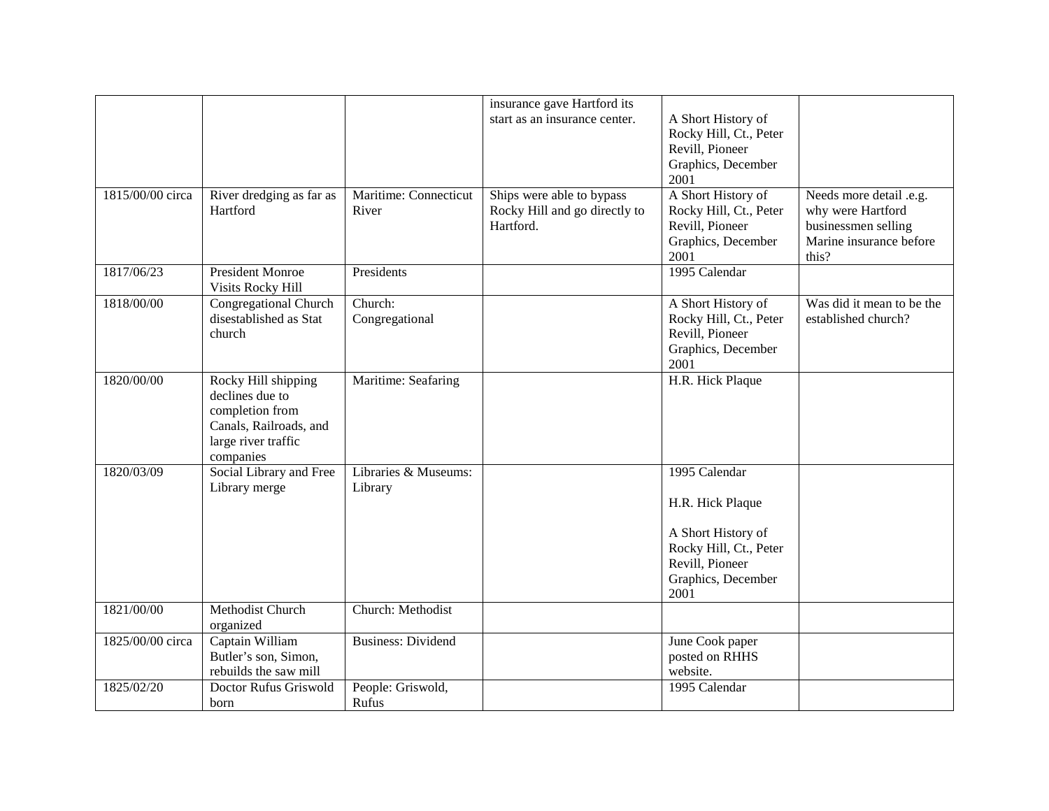| | | | insurance gave Hartford its start as an insurance center. | A Short History of Rocky Hill, Ct., Peter Revill, Pioneer Graphics, December 2001 | |
|---|---|---|---|---|---|
| 1815/00/00 circa | River dredging as far as Hartford | Maritime: Connecticut River | Ships were able to bypass Rocky Hill and go directly to Hartford. | A Short History of Rocky Hill, Ct., Peter Revill, Pioneer Graphics, December 2001 | Needs more detail .e.g. why were Hartford businessmen selling Marine insurance before this? |
| 1817/06/23 | President Monroe Visits Rocky Hill | Presidents | | 1995 Calendar | |
| 1818/00/00 | Congregational Church disestablished as Stat church | Church: Congregational | | A Short History of Rocky Hill, Ct., Peter Revill, Pioneer Graphics, December 2001 | Was did it mean to be the established church? |
| 1820/00/00 | Rocky Hill shipping declines due to completion from Canals, Railroads, and large river traffic companies | Maritime: Seafaring | | H.R. Hick Plaque | |
| 1820/03/09 | Social Library and Free Library merge | Libraries & Museums: Library | | 1995 Calendar<br><br>H.R. Hick Plaque<br><br>A Short History of Rocky Hill, Ct., Peter Revill, Pioneer Graphics, December 2001 | |
| 1821/00/00 | Methodist Church organized | Church: Methodist | | | |
| 1825/00/00 circa | Captain William Butler's son, Simon, rebuilds the saw mill | Business: Dividend | | June Cook paper posted on RHHS website. | |
| 1825/02/20 | Doctor Rufus Griswold born | People: Griswold, Rufus | | 1995 Calendar | |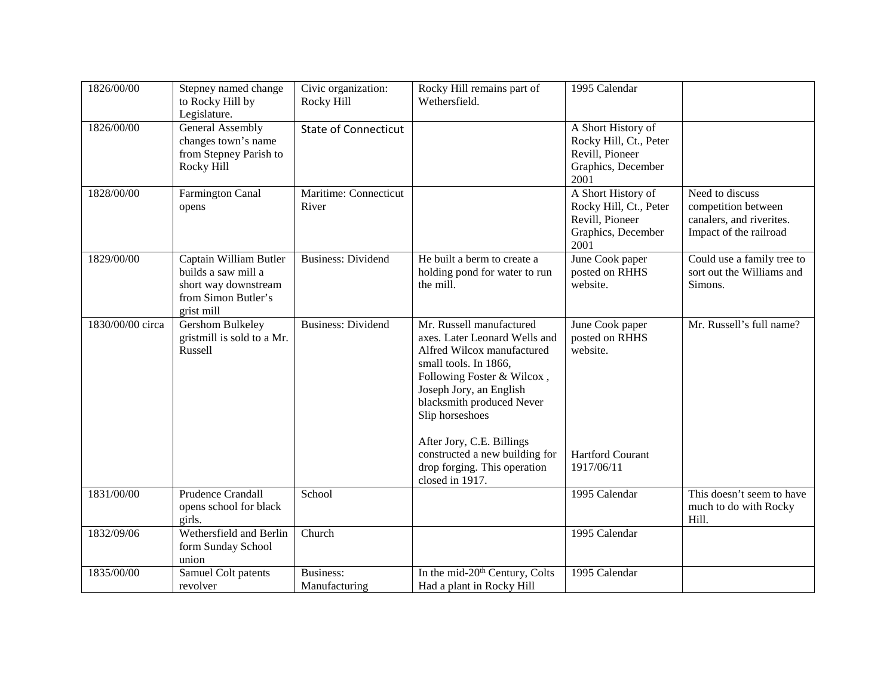| | | | | | |
|---|---|---|---|---|---|
| 1826/00/00 | Stepney named change to Rocky Hill by Legislature. | Civic organization: Rocky Hill | Rocky Hill remains part of Wethersfield. | 1995 Calendar | |
| 1826/00/00 | General Assembly changes town's name from Stepney Parish to Rocky Hill | State of Connecticut | | A Short History of Rocky Hill, Ct., Peter Revill, Pioneer Graphics, December 2001 | |
| 1828/00/00 | Farmington Canal opens | Maritime: Connecticut River | | A Short History of Rocky Hill, Ct., Peter Revill, Pioneer Graphics, December 2001 | Need to discuss competition between canalers, and riverites. Impact of the railroad |
| 1829/00/00 | Captain William Butler builds a saw mill a short way downstream from Simon Butler's grist mill | Business: Dividend | He built a berm to create a holding pond for water to run the mill. | June Cook paper posted on RHHS website. | Could use a family tree to sort out the Williams and Simons. |
| 1830/00/00 circa | Gershom Bulkeley gristmill is sold to a Mr. Russell | Business: Dividend | Mr. Russell manufactured axes. Later Leonard Wells and Alfred Wilcox manufactured small tools. In 1866, Following Foster & Wilcox , Joseph Jory, an English blacksmith produced Never Slip horseshoes<br><br>After Jory, C.E. Billings constructed a new building for drop forging. This operation closed in 1917. | June Cook paper posted on RHHS website.<br><br>Hartford Courant 1917/06/11 | Mr. Russell's full name? |
| 1831/00/00 | Prudence Crandall opens school for black girls. | School | | 1995 Calendar | This doesn't seem to have much to do with Rocky Hill. |
| 1832/09/06 | Wethersfield and Berlin form Sunday School union | Church | | 1995 Calendar | |
| 1835/00/00 | Samuel Colt patents revolver | Business: Manufacturing | In the mid-20th Century, Colts Had a plant in Rocky Hill | 1995 Calendar | |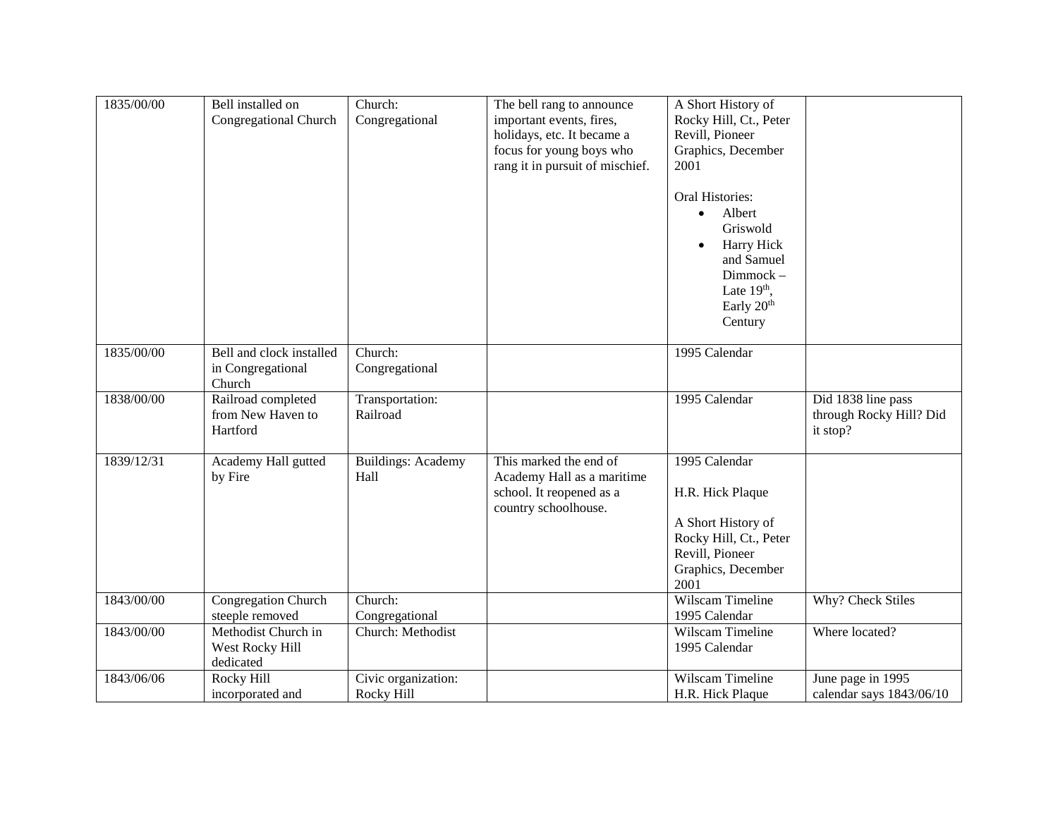| 1835/00/00 | Bell installed on Congregational Church | Church: Congregational | The bell rang to announce important events, fires, holidays, etc. It became a focus for young boys who rang it in pursuit of mischief. | A Short History of Rocky Hill, Ct., Peter Revill, Pioneer Graphics, December 2001<br><br>Oral Histories:<br>• Albert Griswold<br>• Harry Hick and Samuel Dimmock – Late 19th, Early 20th Century | |
|---|---|---|---|---|---|
| 1835/00/00 | Bell and clock installed in Congregational Church | Church: Congregational | | 1995 Calendar | |
| 1838/00/00 | Railroad completed from New Haven to Hartford | Transportation: Railroad | | 1995 Calendar | Did 1838 line pass through Rocky Hill? Did it stop? |
| 1839/12/31 | Academy Hall gutted by Fire | Buildings: Academy Hall | This marked the end of Academy Hall as a maritime school. It reopened as a country schoolhouse. | 1995 Calendar<br><br>H.R. Hick Plaque<br><br>A Short History of Rocky Hill, Ct., Peter Revill, Pioneer Graphics, December 2001 | |
| 1843/00/00 | Congregation Church steeple removed | Church: Congregational | | Wilscam Timeline<br>1995 Calendar | Why? Check Stiles |
| 1843/00/00 | Methodist Church in West Rocky Hill dedicated | Church: Methodist | | Wilscam Timeline<br>1995 Calendar | Where located? |
| 1843/06/06 | Rocky Hill incorporated and | Civic organization: Rocky Hill | | Wilscam Timeline<br>H.R. Hick Plaque | June page in 1995 calendar says 1843/06/10 |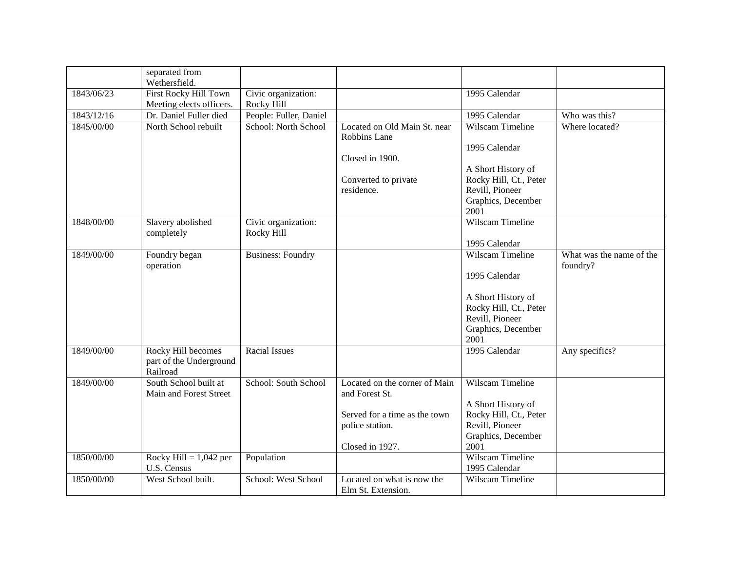| | | | | | |
|---|---|---|---|---|---|
| | separated from Wethersfield. | | | | |
| 1843/06/23 | First Rocky Hill Town Meeting elects officers. | Civic organization: Rocky Hill | | 1995 Calendar | |
| 1843/12/16 | Dr. Daniel Fuller died | People: Fuller, Daniel | | 1995 Calendar | Who was this? |
| 1845/00/00 | North School rebuilt | School: North School | Located on Old Main St. near Robbins Lane<br><br>Closed in 1900.<br><br>Converted to private residence. | Wilscam Timeline<br><br>1995 Calendar<br><br>A Short History of Rocky Hill, Ct., Peter Revill, Pioneer Graphics, December 2001 | Where located? |
| 1848/00/00 | Slavery abolished completely | Civic organization: Rocky Hill | | Wilscam Timeline<br><br>1995 Calendar | |
| 1849/00/00 | Foundry began operation | Business: Foundry | | Wilscam Timeline<br><br>1995 Calendar<br><br>A Short History of Rocky Hill, Ct., Peter Revill, Pioneer Graphics, December 2001 | What was the name of the foundry? |
| 1849/00/00 | Rocky Hill becomes part of the Underground Railroad | Racial Issues | | 1995 Calendar | Any specifics? |
| 1849/00/00 | South School built at Main and Forest Street | School: South School | Located on the corner of Main and Forest St.<br><br>Served for a time as the town police station.<br><br>Closed in 1927. | Wilscam Timeline<br><br>A Short History of Rocky Hill, Ct., Peter Revill, Pioneer Graphics, December 2001 | |
| 1850/00/00 | Rocky Hill = 1,042 per U.S. Census | Population | | Wilscam Timeline<br>1995 Calendar | |
| 1850/00/00 | West School built. | School: West School | Located on what is now the Elm St. Extension. | Wilscam Timeline | |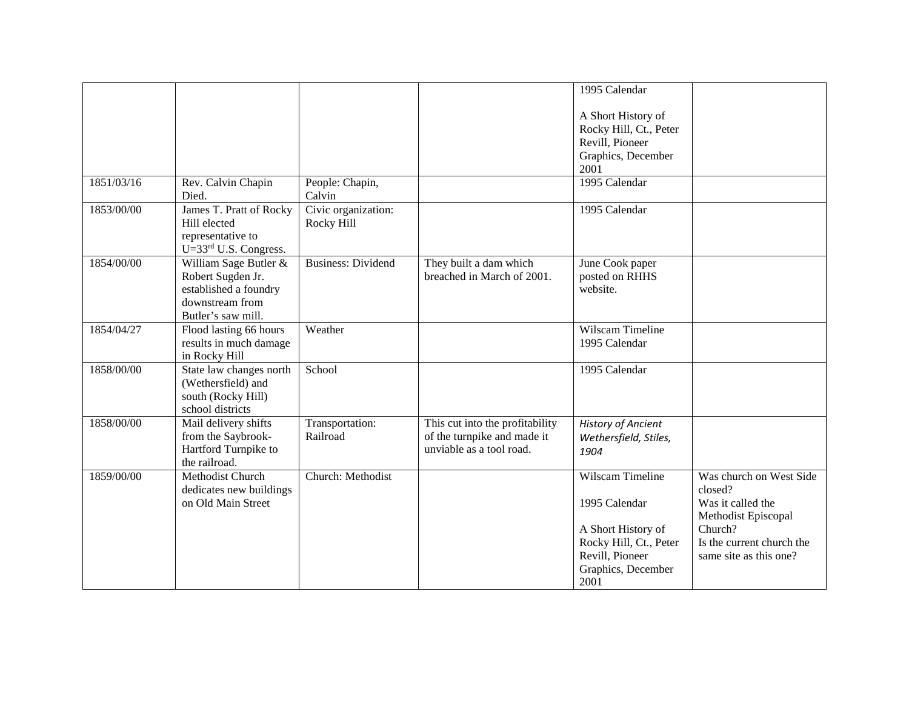| | | | | | |
|---|---|---|---|---|---|
| | | | | 1995 Calendar<br><br>A Short History of Rocky Hill, Ct., Peter Revill, Pioneer Graphics, December 2001 | |
| 1851/03/16 | Rev. Calvin Chapin Died. | People: Chapin, Calvin | | 1995 Calendar | |
| 1853/00/00 | James T. Pratt of Rocky Hill elected representative to U=33rd U.S. Congress. | Civic organization: Rocky Hill | | 1995 Calendar | |
| 1854/00/00 | William Sage Butler & Robert Sugden Jr. established a foundry downstream from Butler's saw mill. | Business: Dividend | They built a dam which breached in March of 2001. | June Cook paper posted on RHHS website. | |
| 1854/04/27 | Flood lasting 66 hours results in much damage in Rocky Hill | Weather | | Wilscam Timeline<br>1995 Calendar | |
| 1858/00/00 | State law changes north (Wethersfield) and south (Rocky Hill) school districts | School | | 1995 Calendar | |
| 1858/00/00 | Mail delivery shifts from the Saybrook-Hartford Turnpike to the railroad. | Transportation: Railroad | This cut into the profitability of the turnpike and made it unviable as a tool road. | *History of Ancient Wethersfield, Stiles, 1904* | |
| 1859/00/00 | Methodist Church dedicates new buildings on Old Main Street | Church: Methodist | | Wilscam Timeline<br><br>1995 Calendar<br><br>A Short History of Rocky Hill, Ct., Peter Revill, Pioneer Graphics, December 2001 | Was church on West Side closed?<br>Was it called the Methodist Episcopal Church?<br>Is the current church the same site as this one? |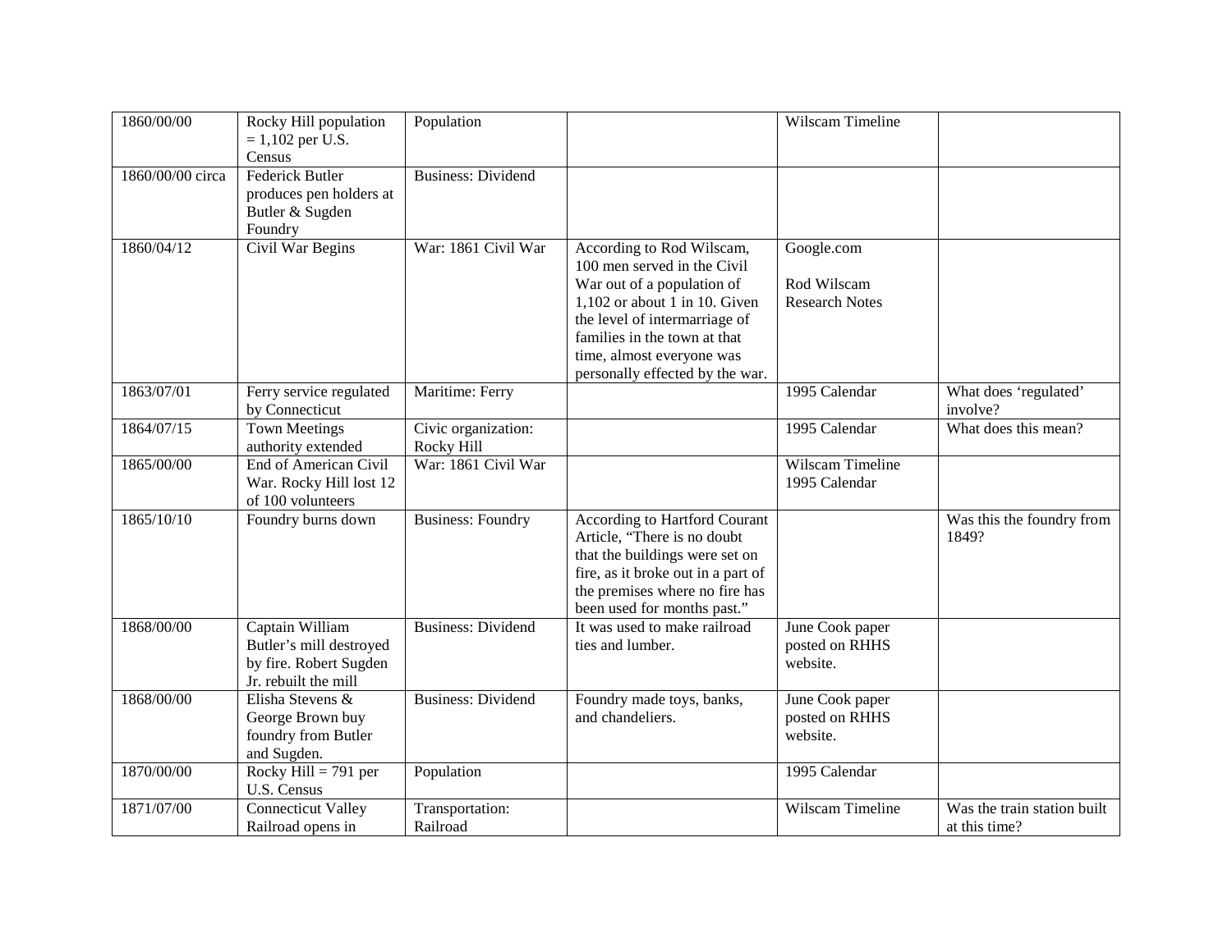| 1860/00/00 | Rocky Hill population = 1,102 per U.S. Census | Population | | Wilscam Timeline | |
|---|---|---|---|---|---|
| 1860/00/00 circa | Federick Butler produces pen holders at Butler & Sugden Foundry | Business: Dividend | | | |
| 1860/04/12 | Civil War Begins | War: 1861 Civil War | According to Rod Wilscam, 100 men served in the Civil War out of a population of 1,102 or about 1 in 10. Given the level of intermarriage of families in the town at that time, almost everyone was personally effected by the war. | Google.com<br><br>Rod Wilscam Research Notes | |
| 1863/07/01 | Ferry service regulated by Connecticut | Maritime: Ferry | | 1995 Calendar | What does 'regulated' involve? |
| 1864/07/15 | Town Meetings authority extended | Civic organization: Rocky Hill | | 1995 Calendar | What does this mean? |
| 1865/00/00 | End of American Civil War. Rocky Hill lost 12 of 100 volunteers | War: 1861 Civil War | | Wilscam Timeline 1995 Calendar | |
| 1865/10/10 | Foundry burns down | Business: Foundry | According to Hartford Courant Article, "There is no doubt that the buildings were set on fire, as it broke out in a part of the premises where no fire has been used for months past." | | Was this the foundry from 1849? |
| 1868/00/00 | Captain William Butler's mill destroyed by fire. Robert Sugden Jr. rebuilt the mill | Business: Dividend | It was used to make railroad ties and lumber. | June Cook paper posted on RHHS website. | |
| 1868/00/00 | Elisha Stevens & George Brown buy foundry from Butler and Sugden. | Business: Dividend | Foundry made toys, banks, and chandeliers. | June Cook paper posted on RHHS website. | |
| 1870/00/00 | Rocky Hill = 791 per U.S. Census | Population | | 1995 Calendar | |
| 1871/07/00 | Connecticut Valley Railroad opens in | Transportation: Railroad | | Wilscam Timeline | Was the train station built at this time? |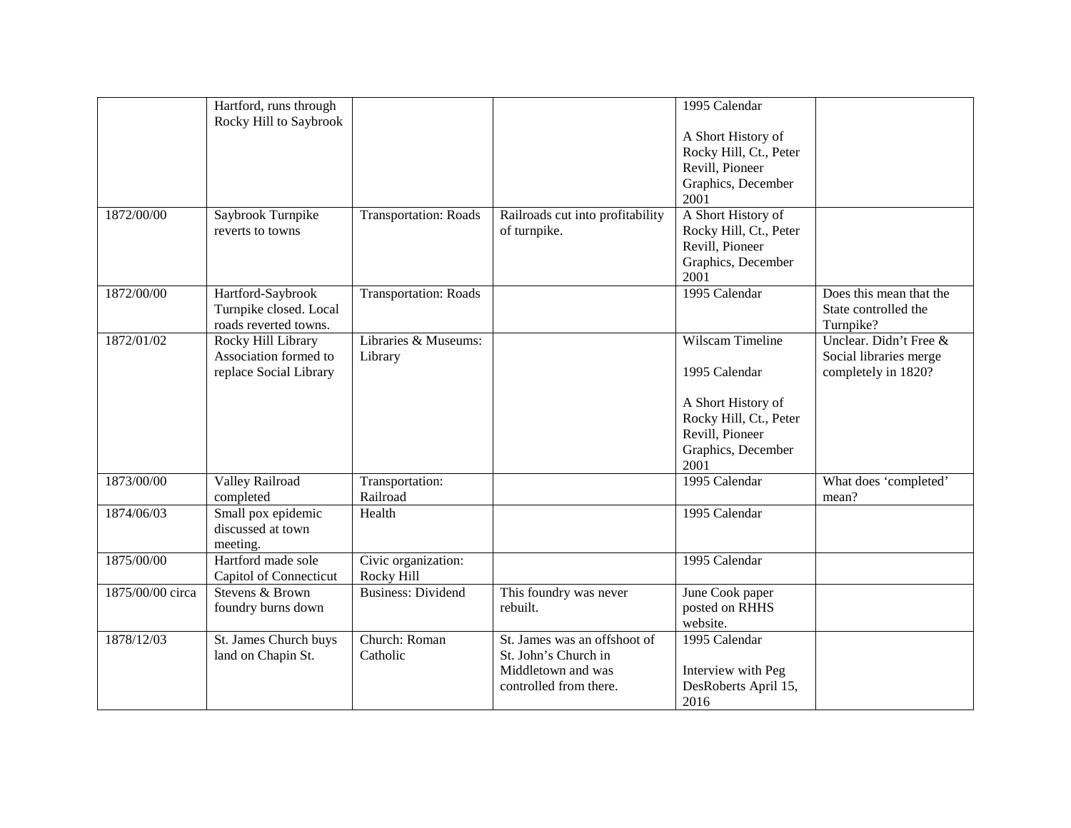|  |  |  |  |  |  |
|---|---|---|---|---|---|
|  | Hartford, runs through Rocky Hill to Saybrook |  |  | 1995 Calendar<br><br>A Short History of Rocky Hill, Ct., Peter Revill, Pioneer Graphics, December 2001 |  |
| 1872/00/00 | Saybrook Turnpike reverts to towns | Transportation: Roads | Railroads cut into profitability of turnpike. | A Short History of Rocky Hill, Ct., Peter Revill, Pioneer Graphics, December 2001 |  |
| 1872/00/00 | Hartford-Saybrook Turnpike closed. Local roads reverted towns. | Transportation: Roads |  | 1995 Calendar | Does this mean that the State controlled the Turnpike? |
| 1872/01/02 | Rocky Hill Library Association formed to replace Social Library | Libraries & Museums: Library |  | Wilscam Timeline<br><br>1995 Calendar<br><br>A Short History of Rocky Hill, Ct., Peter Revill, Pioneer Graphics, December 2001 | Unclear. Didn't Free & Social libraries merge completely in 1820? |
| 1873/00/00 | Valley Railroad completed | Transportation: Railroad |  | 1995 Calendar | What does 'completed' mean? |
| 1874/06/03 | Small pox epidemic discussed at town meeting. | Health |  | 1995 Calendar |  |
| 1875/00/00 | Hartford made sole Capitol of Connecticut | Civic organization: Rocky Hill |  | 1995 Calendar |  |
| 1875/00/00 circa | Stevens & Brown foundry burns down | Business: Dividend | This foundry was never rebuilt. | June Cook paper posted on RHHS website. |  |
| 1878/12/03 | St. James Church buys land on Chapin St. | Church: Roman Catholic | St. James was an offshoot of St. John's Church in Middletown and was controlled from there. | 1995 Calendar<br><br>Interview with Peg DesRoberts April 15, 2016 |  |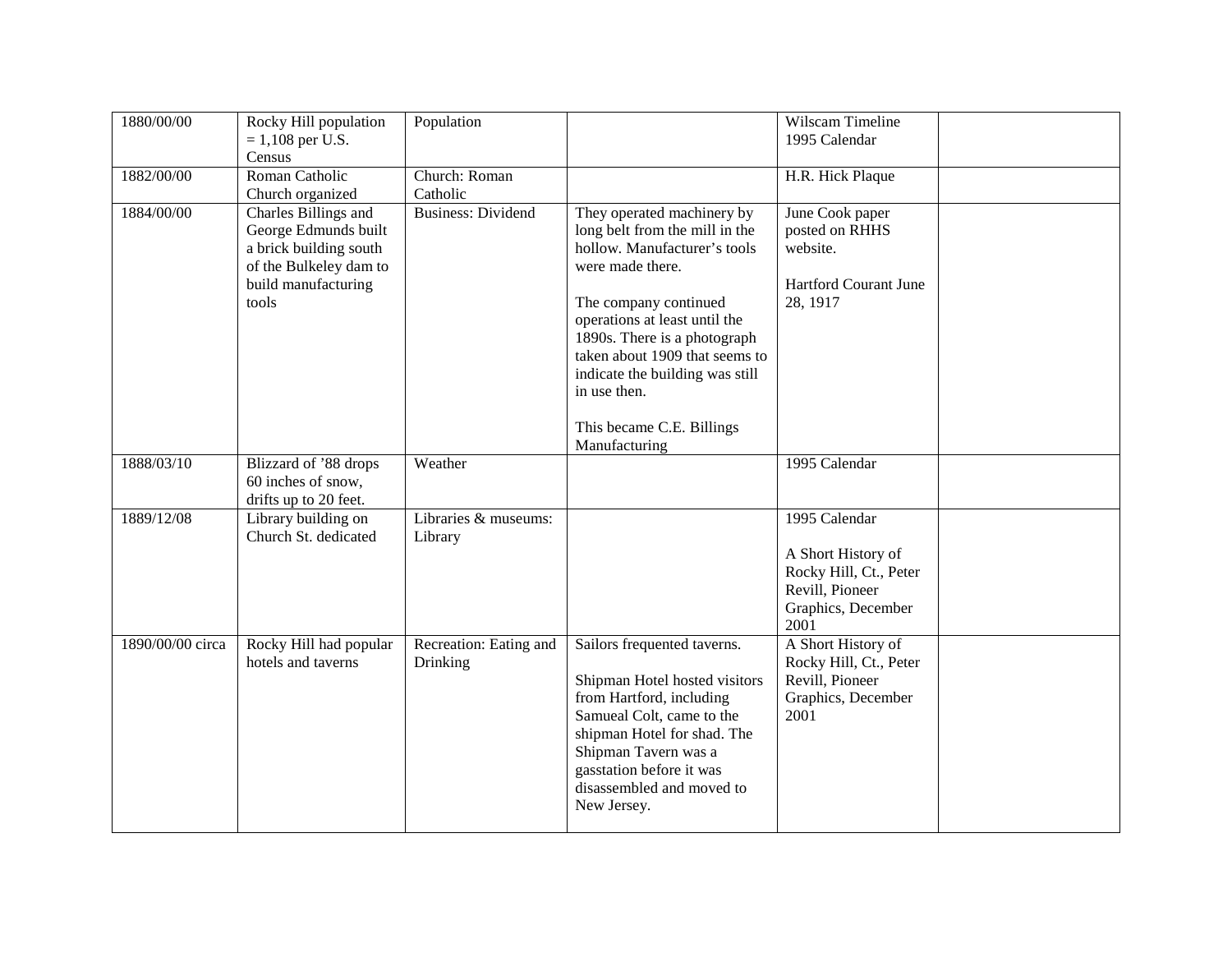| | | | | | |
|---|---|---|---|---|---|
| 1880/00/00 | Rocky Hill population = 1,108 per U.S. Census | Population | | Wilscam Timeline 1995 Calendar | |
| 1882/00/00 | Roman Catholic Church organized | Church: Roman Catholic | | H.R. Hick Plaque | |
| 1884/00/00 | Charles Billings and George Edmunds built a brick building south of the Bulkeley dam to build manufacturing tools | Business: Dividend | They operated machinery by long belt from the mill in the hollow. Manufacturer's tools were made there.<br><br>The company continued operations at least until the 1890s. There is a photograph taken about 1909 that seems to indicate the building was still in use then.<br><br>This became C.E. Billings Manufacturing | June Cook paper posted on RHHS website.<br><br>Hartford Courant June 28, 1917 | |
| 1888/03/10 | Blizzard of '88 drops 60 inches of snow, drifts up to 20 feet. | Weather | | 1995 Calendar | |
| 1889/12/08 | Library building on Church St. dedicated | Libraries & museums: Library | | 1995 Calendar<br><br>A Short History of Rocky Hill, Ct., Peter Revill, Pioneer Graphics, December 2001 | |
| 1890/00/00 circa | Rocky Hill had popular hotels and taverns | Recreation: Eating and Drinking | Sailors frequented taverns.<br><br>Shipman Hotel hosted visitors from Hartford, including Samueal Colt, came to the shipman Hotel for shad. The Shipman Tavern was a gasstation before it was disassembled and moved to New Jersey. | A Short History of Rocky Hill, Ct., Peter Revill, Pioneer Graphics, December 2001 | |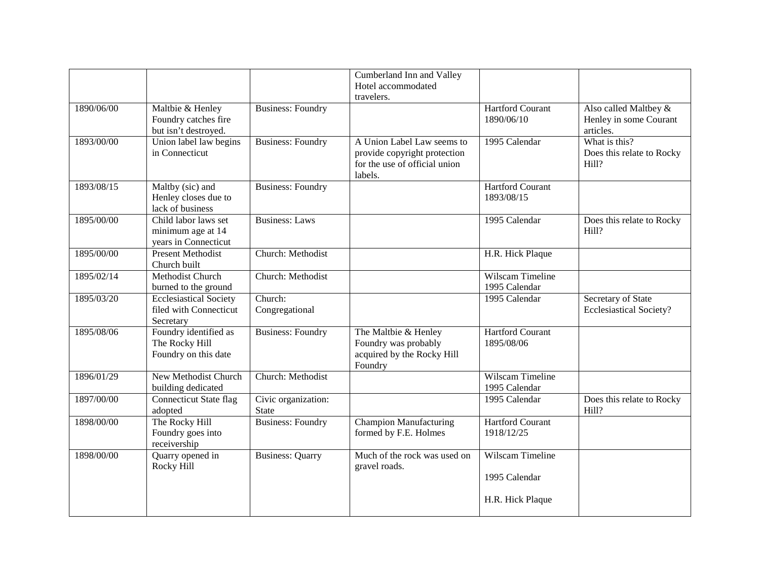| | | | | | |
|---|---|---|---|---|---|
| | | | Cumberland Inn and Valley Hotel accommodated travelers. | | |
| 1890/06/00 | Maltbie & Henley Foundry catches fire but isn't destroyed. | Business: Foundry | | Hartford Courant 1890/06/10 | Also called Maltbey & Henley in some Courant articles. |
| 1893/00/00 | Union label law begins in Connecticut | Business: Foundry | A Union Label Law seems to provide copyright protection for the use of official union labels. | 1995 Calendar | What is this? Does this relate to Rocky Hill? |
| 1893/08/15 | Maltby (sic) and Henley closes due to lack of business | Business: Foundry | | Hartford Courant 1893/08/15 | |
| 1895/00/00 | Child labor laws set minimum age at 14 years in Connecticut | Business: Laws | | 1995 Calendar | Does this relate to Rocky Hill? |
| 1895/00/00 | Present Methodist Church built | Church: Methodist | | H.R. Hick Plaque | |
| 1895/02/14 | Methodist Church burned to the ground | Church: Methodist | | Wilscam Timeline 1995 Calendar | |
| 1895/03/20 | Ecclesiastical Society filed with Connecticut Secretary | Church: Congregational | | 1995 Calendar | Secretary of State Ecclesiastical Society? |
| 1895/08/06 | Foundry identified as The Rocky Hill Foundry on this date | Business: Foundry | The Maltbie & Henley Foundry was probably acquired by the Rocky Hill Foundry | Hartford Courant 1895/08/06 | |
| 1896/01/29 | New Methodist Church building dedicated | Church: Methodist | | Wilscam Timeline 1995 Calendar | |
| 1897/00/00 | Connecticut State flag adopted | Civic organization: State | | 1995 Calendar | Does this relate to Rocky Hill? |
| 1898/00/00 | The Rocky Hill Foundry goes into receivership | Business: Foundry | Champion Manufacturing formed by F.E. Holmes | Hartford Courant 1918/12/25 | |
| 1898/00/00 | Quarry opened in Rocky Hill | Business: Quarry | Much of the rock was used on gravel roads. | Wilscam Timeline<br><br>1995 Calendar<br><br>H.R. Hick Plaque | |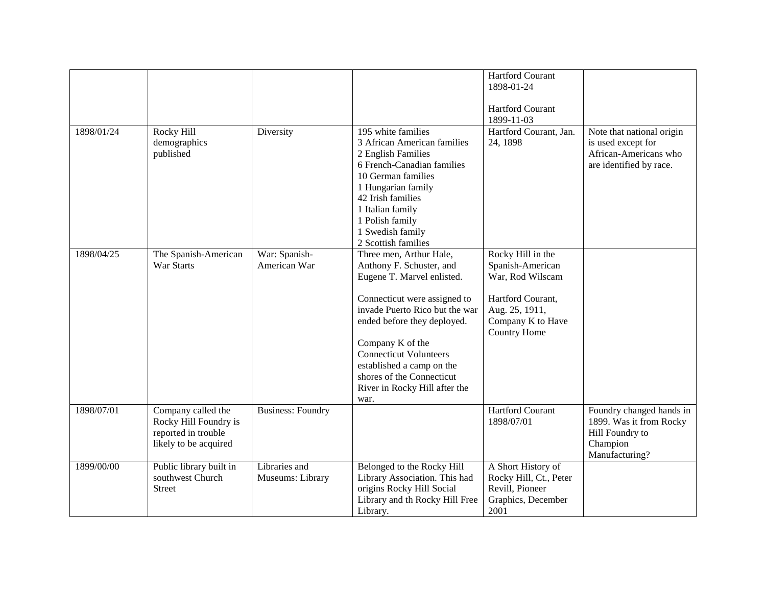| | | | | | |
|---|---|---|---|---|---|
| | | | | Hartford Courant 1898-01-24<br><br>Hartford Courant 1899-11-03 | |
| 1898/01/24 | Rocky Hill demographics published | Diversity | 195 white families<br>3 African American families<br>2 English Families<br>6 French-Canadian families<br>10 German families<br>1 Hungarian family<br>42 Irish families<br>1 Italian family<br>1 Polish family<br>1 Swedish family<br>2 Scottish families | Hartford Courant, Jan. 24, 1898 | Note that national origin is used except for African-Americans who are identified by race. |
| 1898/04/25 | The Spanish-American War Starts | War: Spanish-American War | Three men, Arthur Hale, Anthony F. Schuster, and Eugene T. Marvel enlisted.<br><br>Connecticut were assigned to invade Puerto Rico but the war ended before they deployed.<br><br>Company K of the Connecticut Volunteers established a camp on the shores of the Connecticut River in Rocky Hill after the war. | Rocky Hill in the Spanish-American War, Rod Wilscam<br><br>Hartford Courant, Aug. 25, 1911, Company K to Have Country Home | |
| 1898/07/01 | Company called the Rocky Hill Foundry is reported in trouble likely to be acquired | Business: Foundry | | Hartford Courant 1898/07/01 | Foundry changed hands in 1899. Was it from Rocky Hill Foundry to Champion Manufacturing? |
| 1899/00/00 | Public library built in southwest Church Street | Libraries and Museums: Library | Belonged to the Rocky Hill Library Association. This had origins Rocky Hill Social Library and th Rocky Hill Free Library. | A Short History of Rocky Hill, Ct., Peter Revill, Pioneer Graphics, December 2001 | |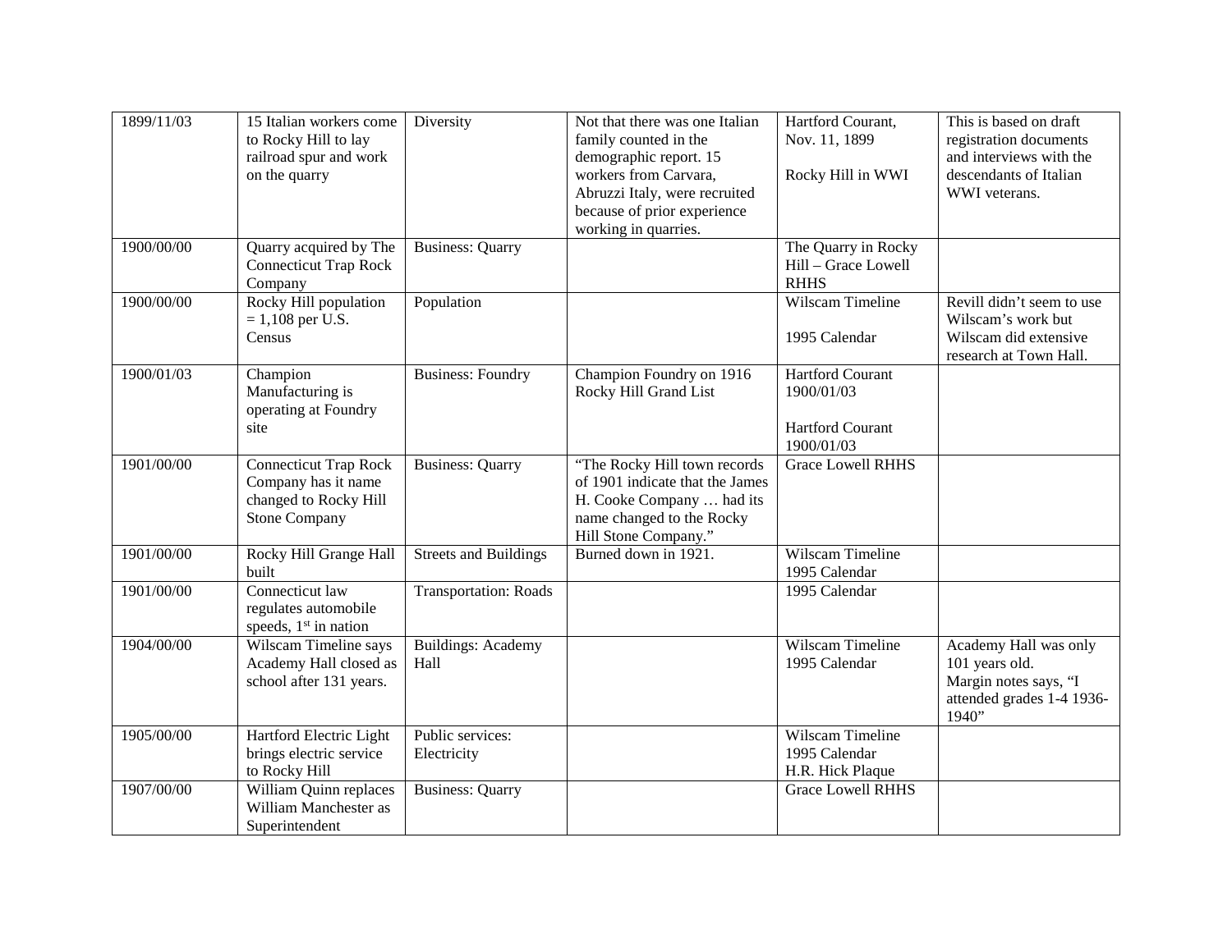| 1899/11/03 | 15 Italian workers come to Rocky Hill to lay railroad spur and work on the quarry | Diversity | Not that there was one Italian family counted in the demographic report. 15 workers from Carvara, Abruzzi Italy, were recruited because of prior experience working in quarries. | Hartford Courant, Nov. 11, 1899<br><br>Rocky Hill in WWI | This is based on draft registration documents and interviews with the descendants of Italian WWI veterans. |
|---|---|---|---|---|---|
| 1900/00/00 | Quarry acquired by The Connecticut Trap Rock Company | Business: Quarry | | The Quarry in Rocky Hill – Grace Lowell RHHS | |
| 1900/00/00 | Rocky Hill population = 1,108 per U.S. Census | Population | | Wilscam Timeline<br><br>1995 Calendar | Revill didn't seem to use Wilscam's work but Wilscam did extensive research at Town Hall. |
| 1900/01/03 | Champion Manufacturing is operating at Foundry site | Business: Foundry | Champion Foundry on 1916 Rocky Hill Grand List | Hartford Courant 1900/01/03<br><br>Hartford Courant 1900/01/03 | |
| 1901/00/00 | Connecticut Trap Rock Company has it name changed to Rocky Hill Stone Company | Business: Quarry | "The Rocky Hill town records of 1901 indicate that the James H. Cooke Company … had its name changed to the Rocky Hill Stone Company." | Grace Lowell RHHS | |
| 1901/00/00 | Rocky Hill Grange Hall built | Streets and Buildings | Burned down in 1921. | Wilscam Timeline 1995 Calendar | |
| 1901/00/00 | Connecticut law regulates automobile speeds, 1st in nation | Transportation: Roads | | 1995 Calendar | |
| 1904/00/00 | Wilscam Timeline says Academy Hall closed as school after 131 years. | Buildings: Academy Hall | | Wilscam Timeline 1995 Calendar | Academy Hall was only 101 years old.<br>Margin notes says, "I attended grades 1-4 1936-1940" |
| 1905/00/00 | Hartford Electric Light brings electric service to Rocky Hill | Public services: Electricity | | Wilscam Timeline 1995 Calendar H.R. Hick Plaque | |
| 1907/00/00 | William Quinn replaces William Manchester as Superintendent | Business: Quarry | | Grace Lowell RHHS | |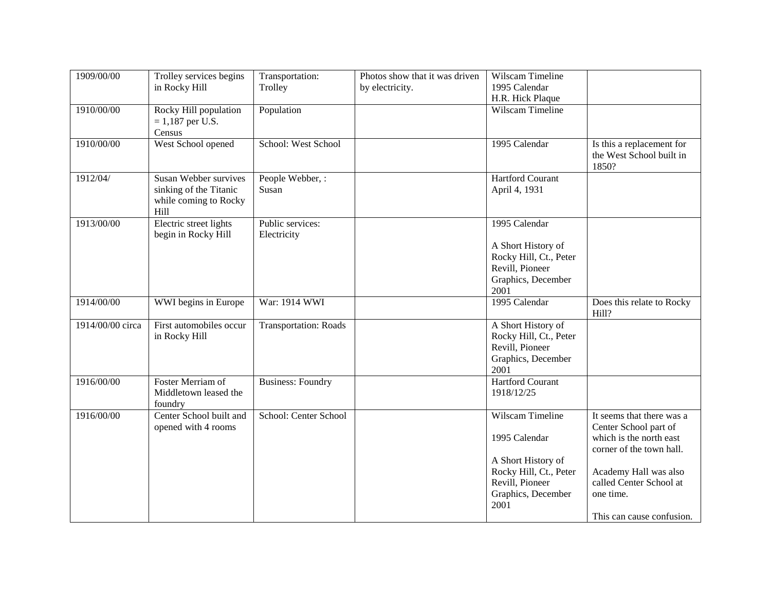| 1909/00/00 | Trolley services begins in Rocky Hill | Transportation: Trolley | Photos show that it was driven by electricity. | Wilscam Timeline<br>1995 Calendar<br>H.R. Hick Plaque | |
|---|---|---|---|---|---|
| 1910/00/00 | Rocky Hill population = 1,187 per U.S. Census | Population | | Wilscam Timeline | |
| 1910/00/00 | West School opened | School: West School | | 1995 Calendar | Is this a replacement for the West School built in 1850? |
| 1912/04/ | Susan Webber survives sinking of the Titanic while coming to Rocky Hill | People Webber, : Susan | | Hartford Courant April 4, 1931 | |
| 1913/00/00 | Electric street lights begin in Rocky Hill | Public services: Electricity | | 1995 Calendar<br><br>A Short History of Rocky Hill, Ct., Peter Revill, Pioneer Graphics, December 2001 | |
| 1914/00/00 | WWI begins in Europe | War: 1914 WWI | | 1995 Calendar | Does this relate to Rocky Hill? |
| 1914/00/00 circa | First automobiles occur in Rocky Hill | Transportation: Roads | | A Short History of Rocky Hill, Ct., Peter Revill, Pioneer Graphics, December 2001 | |
| 1916/00/00 | Foster Merriam of Middletown leased the foundry | Business: Foundry | | Hartford Courant 1918/12/25 | |
| 1916/00/00 | Center School built and opened with 4 rooms | School: Center School | | Wilscam Timeline<br><br>1995 Calendar<br><br>A Short History of Rocky Hill, Ct., Peter Revill, Pioneer Graphics, December 2001 | It seems that there was a Center School part of which is the north east corner of the town hall.<br><br>Academy Hall was also called Center School at one time.<br><br>This can cause confusion. |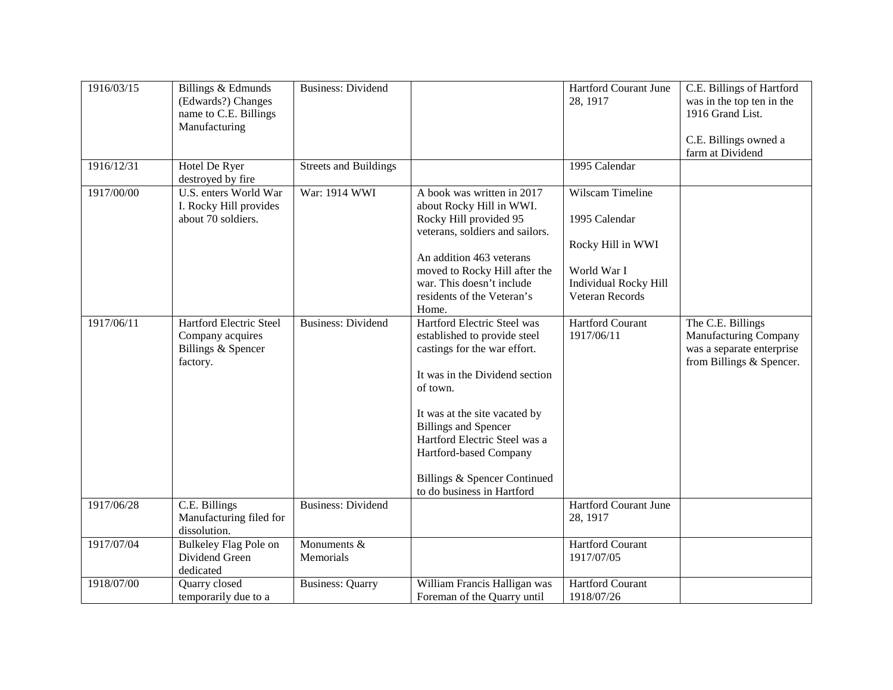| 1916/03/15 | Billings & Edmunds (Edwards?) Changes name to C.E. Billings Manufacturing | Business: Dividend | | Hartford Courant June 28, 1917 | C.E. Billings of Hartford was in the top ten in the 1916 Grand List.<br><br>C.E. Billings owned a farm at Dividend |
|---|---|---|---|---|---|
| 1916/12/31 | Hotel De Ryer destroyed by fire | Streets and Buildings | | 1995 Calendar | |
| 1917/00/00 | U.S. enters World War I. Rocky Hill provides about 70 soldiers. | War: 1914 WWI | A book was written in 2017 about Rocky Hill in WWI. Rocky Hill provided 95 veterans, soldiers and sailors.<br><br>An addition 463 veterans moved to Rocky Hill after the war. This doesn't include residents of the Veteran's Home. | Wilscam Timeline<br><br>1995 Calendar<br><br>Rocky Hill in WWI<br><br>World War I Individual Rocky Hill Veteran Records | |
| 1917/06/11 | Hartford Electric Steel Company acquires Billings & Spencer factory. | Business: Dividend | Hartford Electric Steel was established to provide steel castings for the war effort.<br><br>It was in the Dividend section of town.<br><br>It was at the site vacated by Billings and Spencer Hartford Electric Steel was a Hartford-based Company<br><br>Billings & Spencer Continued to do business in Hartford | Hartford Courant 1917/06/11 | The C.E. Billings Manufacturing Company was a separate enterprise from Billings & Spencer. |
| 1917/06/28 | C.E. Billings Manufacturing filed for dissolution. | Business: Dividend | | Hartford Courant June 28, 1917 | |
| 1917/07/04 | Bulkeley Flag Pole on Dividend Green dedicated | Monuments & Memorials | | Hartford Courant 1917/07/05 | |
| 1918/07/00 | Quarry closed temporarily due to a | Business: Quarry | William Francis Halligan was Foreman of the Quarry until | Hartford Courant 1918/07/26 | |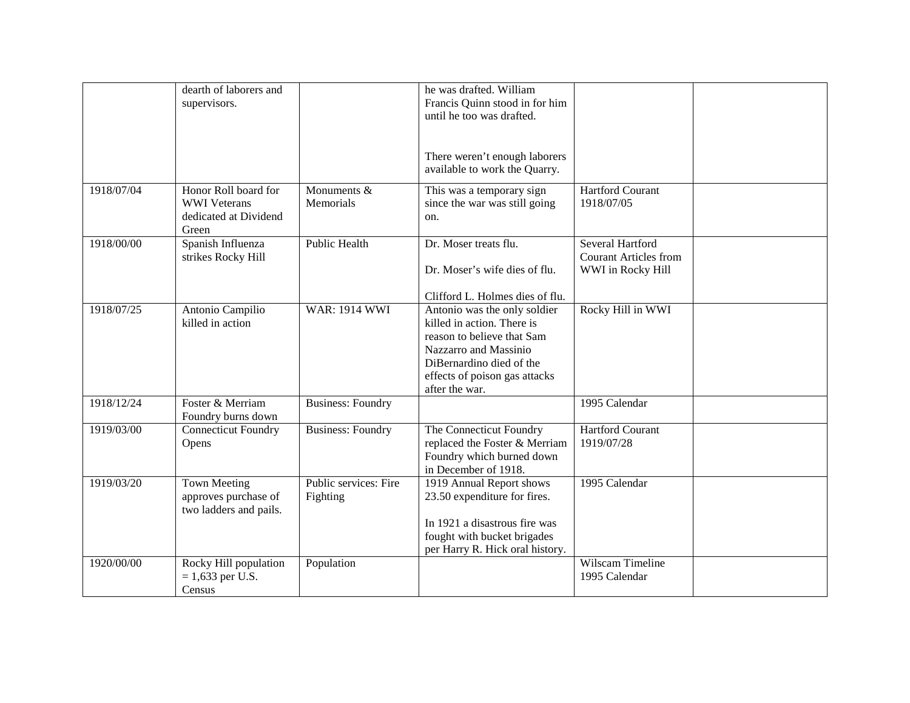|  | dearth of laborers and supervisors. |  | he was drafted. William Francis Quinn stood in for him until he too was drafted.<br><br>There weren't enough laborers available to work the Quarry. |  |  |
|---|---|---|---|---|---|
| 1918/07/04 | Honor Roll board for WWI Veterans dedicated at Dividend Green | Monuments & Memorials | This was a temporary sign since the war was still going on. | Hartford Courant 1918/07/05 |  |
| 1918/00/00 | Spanish Influenza strikes Rocky Hill | Public Health | Dr. Moser treats flu.<br><br>Dr. Moser's wife dies of flu.<br><br>Clifford L. Holmes dies of flu. | Several Hartford Courant Articles from WWI in Rocky Hill |  |
| 1918/07/25 | Antonio Campilio killed in action | WAR: 1914 WWI | Antonio was the only soldier killed in action. There is reason to believe that Sam Nazzarro and Massinio DiBernardino died of the effects of poison gas attacks after the war. | Rocky Hill in WWI |  |
| 1918/12/24 | Foster & Merriam Foundry burns down | Business: Foundry |  | 1995 Calendar |  |
| 1919/03/00 | Connecticut Foundry Opens | Business: Foundry | The Connecticut Foundry replaced the Foster & Merriam Foundry which burned down in December of 1918. | Hartford Courant 1919/07/28 |  |
| 1919/03/20 | Town Meeting approves purchase of two ladders and pails. | Public services: Fire Fighting | 1919 Annual Report shows 23.50 expenditure for fires.<br><br>In 1921 a disastrous fire was fought with bucket brigades per Harry R. Hick oral history. | 1995 Calendar |  |
| 1920/00/00 | Rocky Hill population = 1,633 per U.S. Census | Population |  | Wilscam Timeline 1995 Calendar |  |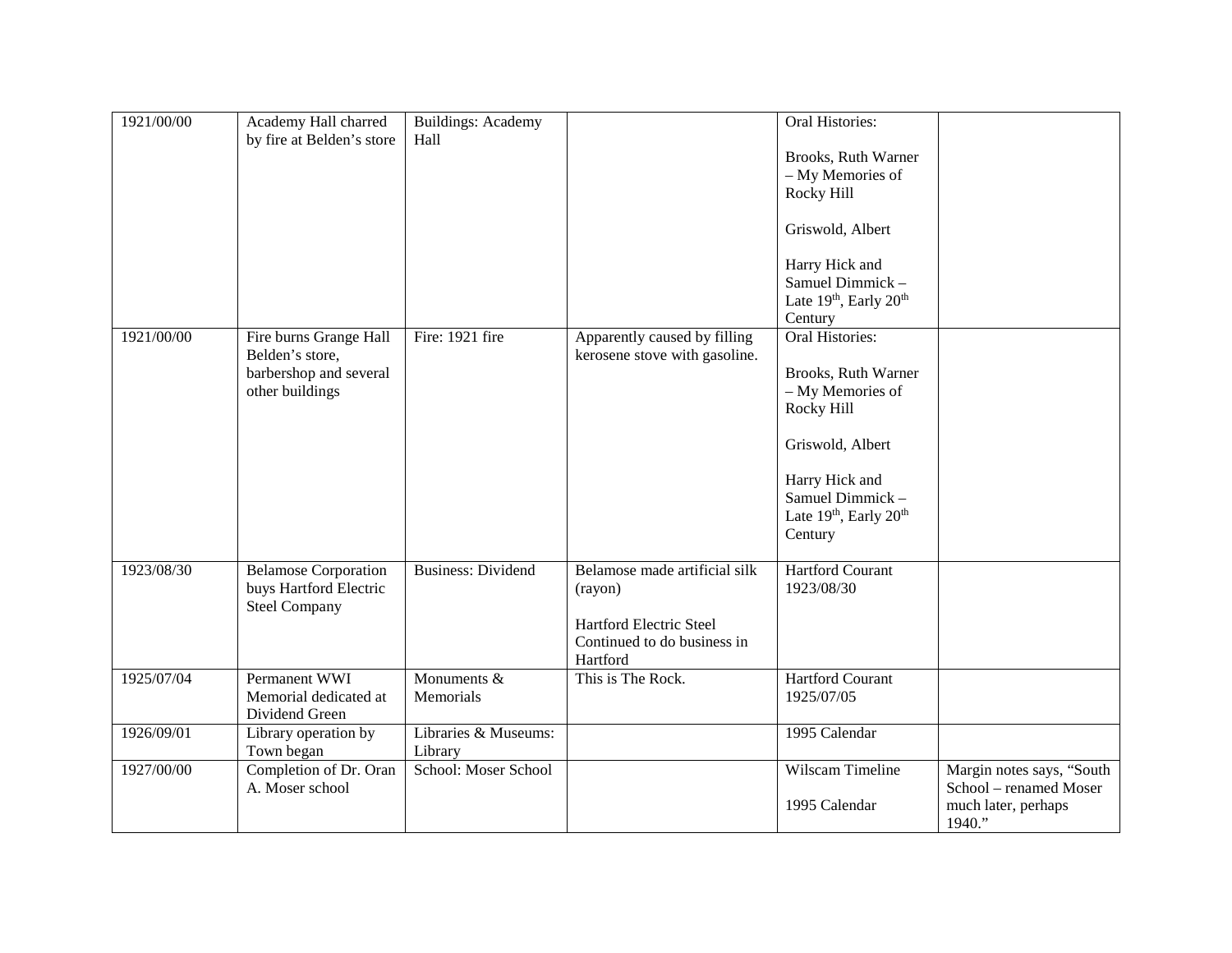| 1921/00/00 | Academy Hall charred by fire at Belden's store | Buildings: Academy Hall | | Oral Histories:<br><br>Brooks, Ruth Warner – My Memories of Rocky Hill<br><br>Griswold, Albert<br><br>Harry Hick and Samuel Dimmick – Late 19th, Early 20th Century | |
|---|---|---|---|---|---|
| 1921/00/00 | Fire burns Grange Hall Belden's store, barbershop and several other buildings | Fire: 1921 fire | Apparently caused by filling kerosene stove with gasoline. | Oral Histories:<br><br>Brooks, Ruth Warner – My Memories of Rocky Hill<br><br>Griswold, Albert<br><br>Harry Hick and Samuel Dimmick – Late 19th, Early 20th Century | |
| 1923/08/30 | Belamose Corporation buys Hartford Electric Steel Company | Business: Dividend | Belamose made artificial silk (rayon)<br><br>Hartford Electric Steel Continued to do business in Hartford | Hartford Courant 1923/08/30 | |
| 1925/07/04 | Permanent WWI Memorial dedicated at Dividend Green | Monuments & Memorials | This is The Rock. | Hartford Courant 1925/07/05 | |
| 1926/09/01 | Library operation by Town began | Libraries & Museums: Library | | 1995 Calendar | |
| 1927/00/00 | Completion of Dr. Oran A. Moser school | School: Moser School | | Wilscam Timeline<br><br>1995 Calendar | Margin notes says, "South School – renamed Moser much later, perhaps 1940." |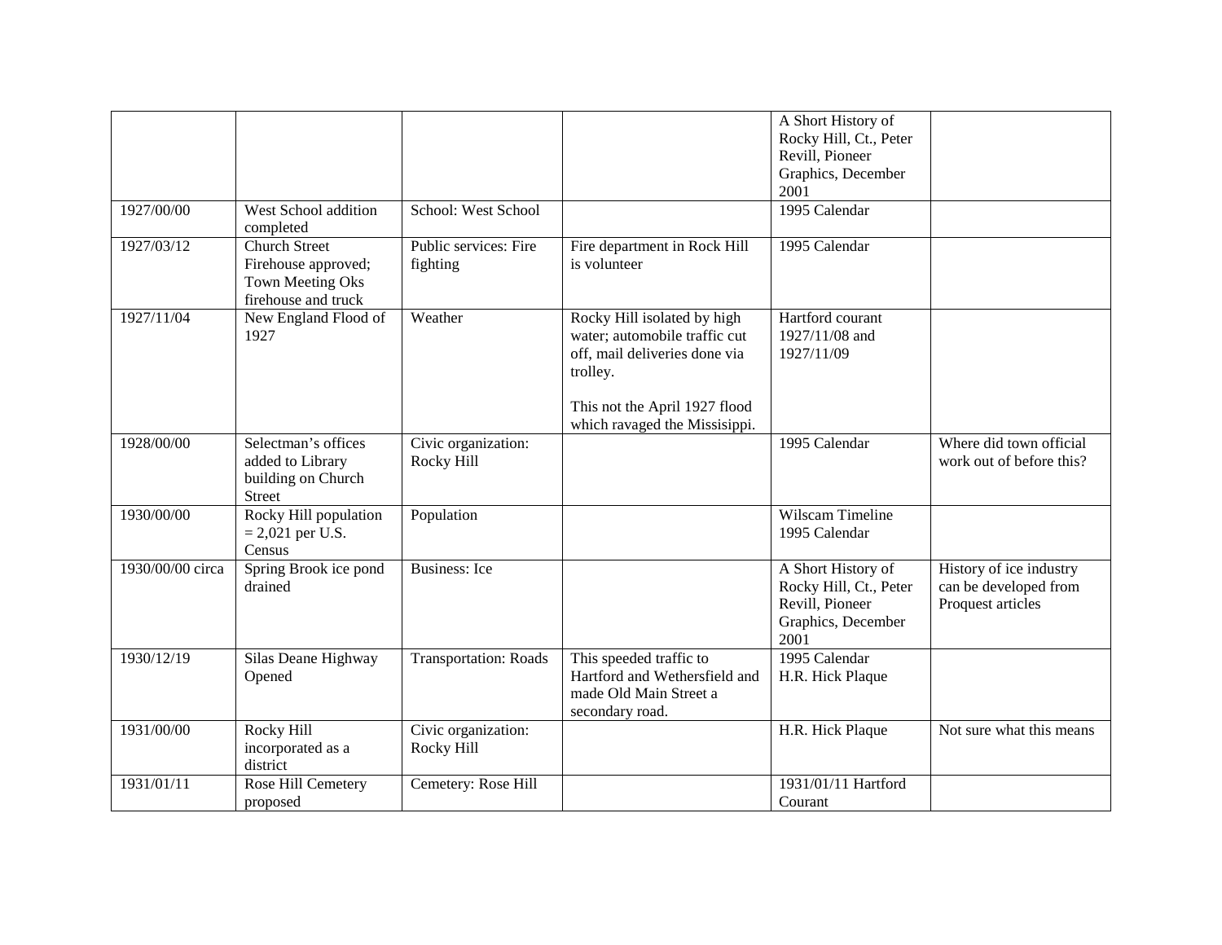| | | | | | |
|---|---|---|---|---|---|
| | | | | A Short History of Rocky Hill, Ct., Peter Revill, Pioneer Graphics, December 2001 | |
| 1927/00/00 | West School addition completed | School: West School | | 1995 Calendar | |
| 1927/03/12 | Church Street Firehouse approved; Town Meeting Oks firehouse and truck | Public services: Fire fighting | Fire department in Rock Hill is volunteer | 1995 Calendar | |
| 1927/11/04 | New England Flood of 1927 | Weather | Rocky Hill isolated by high water; automobile traffic cut off, mail deliveries done via trolley.<br><br>This not the April 1927 flood which ravaged the Missisippi. | Hartford courant 1927/11/08 and 1927/11/09 | |
| 1928/00/00 | Selectman's offices added to Library building on Church Street | Civic organization: Rocky Hill | | 1995 Calendar | Where did town official work out of before this? |
| 1930/00/00 | Rocky Hill population = 2,021 per U.S. Census | Population | | Wilscam Timeline 1995 Calendar | |
| 1930/00/00 circa | Spring Brook ice pond drained | Business: Ice | | A Short History of Rocky Hill, Ct., Peter Revill, Pioneer Graphics, December 2001 | History of ice industry can be developed from Proquest articles |
| 1930/12/19 | Silas Deane Highway Opened | Transportation: Roads | This speeded traffic to Hartford and Wethersfield and made Old Main Street a secondary road. | 1995 Calendar H.R. Hick Plaque | |
| 1931/00/00 | Rocky Hill incorporated as a district | Civic organization: Rocky Hill | | H.R. Hick Plaque | Not sure what this means |
| 1931/01/11 | Rose Hill Cemetery proposed | Cemetery: Rose Hill | | 1931/01/11 Hartford Courant | |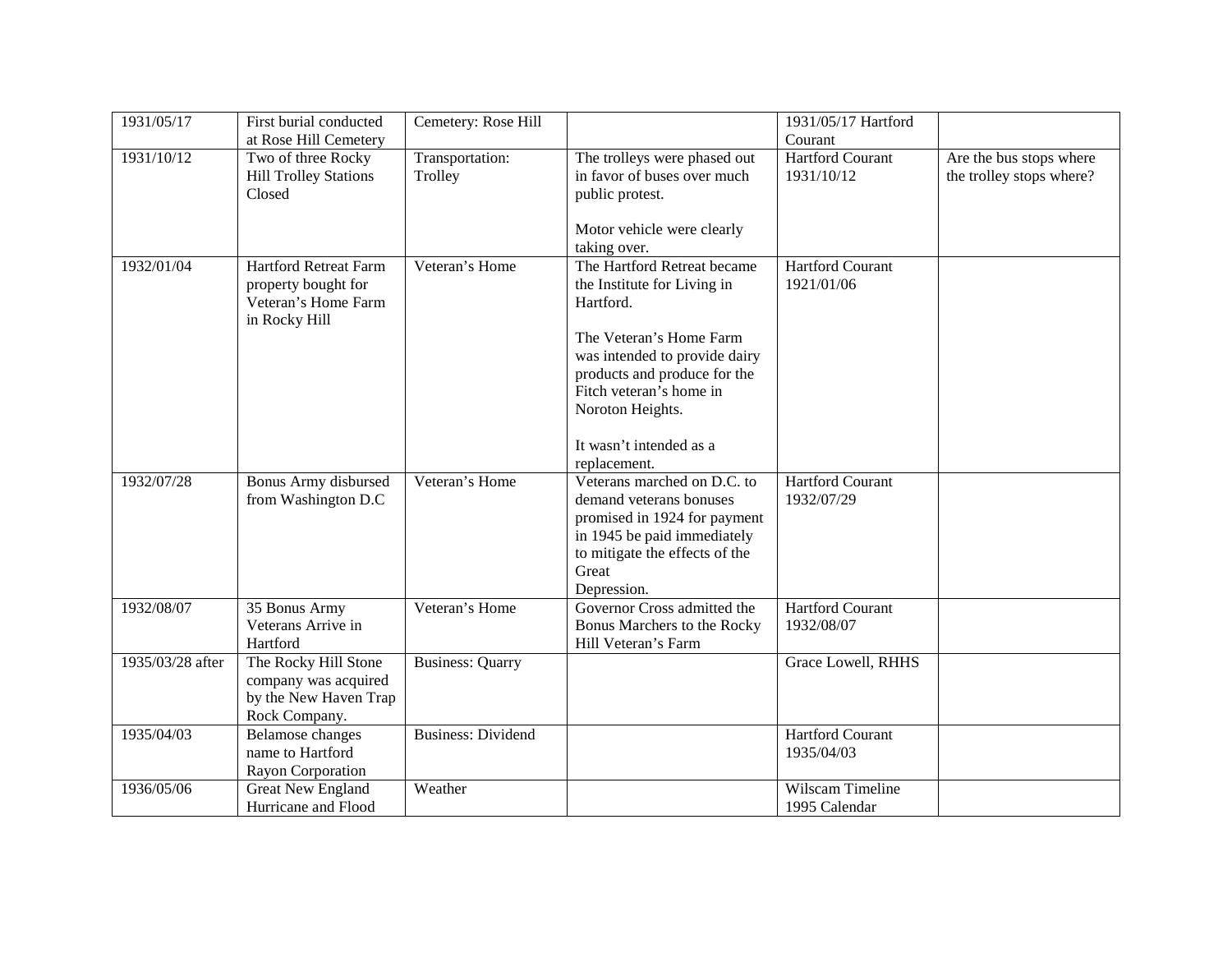| 1931/05/17 | First burial conducted at Rose Hill Cemetery | Cemetery: Rose Hill | | 1931/05/17 Hartford Courant | |
|---|---|---|---|---|---|
| 1931/10/12 | Two of three Rocky Hill Trolley Stations Closed | Transportation: Trolley | The trolleys were phased out in favor of buses over much public protest.<br><br>Motor vehicle were clearly taking over. | Hartford Courant 1931/10/12 | Are the bus stops where the trolley stops where? |
| 1932/01/04 | Hartford Retreat Farm property bought for Veteran's Home Farm in Rocky Hill | Veteran's Home | The Hartford Retreat became the Institute for Living in Hartford.<br><br>The Veteran's Home Farm was intended to provide dairy products and produce for the Fitch veteran's home in Noroton Heights.<br><br>It wasn't intended as a replacement. | Hartford Courant 1921/01/06 | |
| 1932/07/28 | Bonus Army disbursed from Washington D.C | Veteran's Home | Veterans marched on D.C. to demand veterans bonuses promised in 1924 for payment in 1945 be paid immediately to mitigate the effects of the Great Depression. | Hartford Courant 1932/07/29 | |
| 1932/08/07 | 35 Bonus Army Veterans Arrive in Hartford | Veteran's Home | Governor Cross admitted the Bonus Marchers to the Rocky Hill Veteran's Farm | Hartford Courant 1932/08/07 | |
| 1935/03/28 after | The Rocky Hill Stone company was acquired by the New Haven Trap Rock Company. | Business: Quarry | | Grace Lowell, RHHS | |
| 1935/04/03 | Belamose changes name to Hartford Rayon Corporation | Business: Dividend | | Hartford Courant 1935/04/03 | |
| 1936/05/06 | Great New England Hurricane and Flood | Weather | | Wilscam Timeline 1995 Calendar | |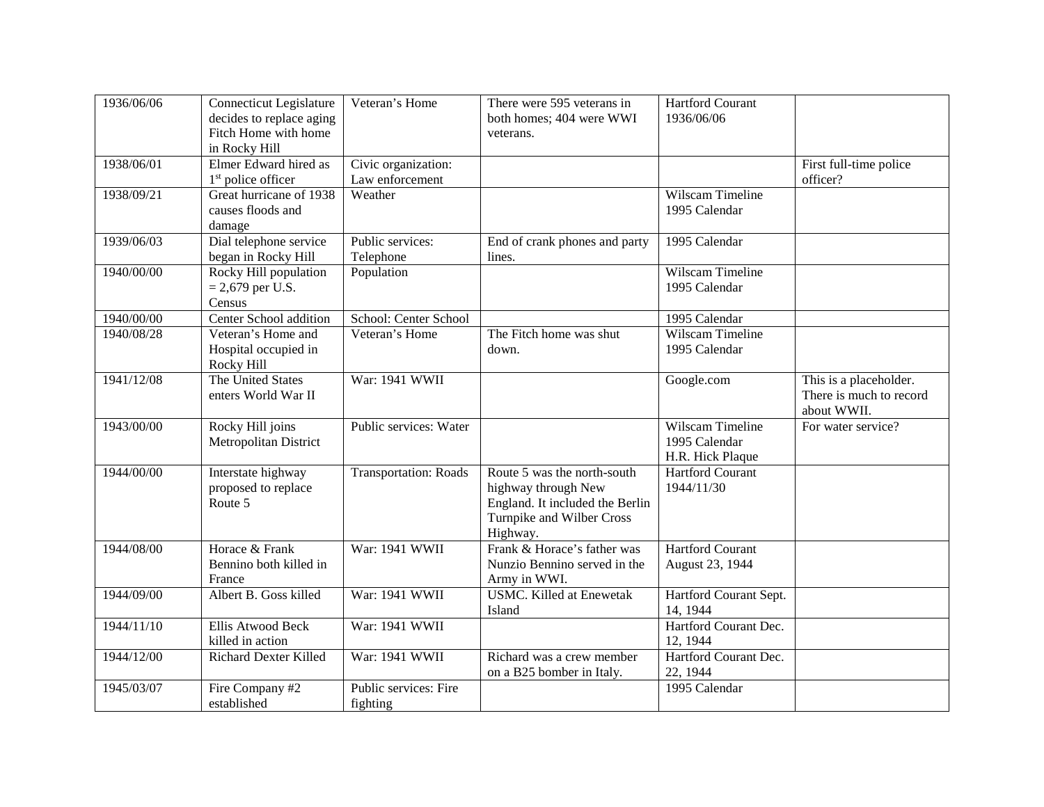| 1936/06/06 | Connecticut Legislature decides to replace aging Fitch Home with home in Rocky Hill | Veteran's Home | There were 595 veterans in both homes; 404 were WWI veterans. | Hartford Courant 1936/06/06 | |
|---|---|---|---|---|---|
| 1938/06/01 | Elmer Edward hired as 1st police officer | Civic organization: Law enforcement | | | First full-time police officer? |
| 1938/09/21 | Great hurricane of 1938 causes floods and damage | Weather | | Wilscam Timeline 1995 Calendar | |
| 1939/06/03 | Dial telephone service began in Rocky Hill | Public services: Telephone | End of crank phones and party lines. | 1995 Calendar | |
| 1940/00/00 | Rocky Hill population = 2,679 per U.S. Census | Population | | Wilscam Timeline 1995 Calendar | |
| 1940/00/00 | Center School addition | School: Center School | | 1995 Calendar | |
| 1940/08/28 | Veteran's Home and Hospital occupied in Rocky Hill | Veteran's Home | The Fitch home was shut down. | Wilscam Timeline 1995 Calendar | |
| 1941/12/08 | The United States enters World War II | War: 1941 WWII | | Google.com | This is a placeholder. There is much to record about WWII. |
| 1943/00/00 | Rocky Hill joins Metropolitan District | Public services: Water | | Wilscam Timeline 1995 Calendar H.R. Hick Plaque | For water service? |
| 1944/00/00 | Interstate highway proposed to replace Route 5 | Transportation: Roads | Route 5 was the north-south highway through New England. It included the Berlin Turnpike and Wilber Cross Highway. | Hartford Courant 1944/11/30 | |
| 1944/08/00 | Horace & Frank Bennino both killed in France | War: 1941 WWII | Frank & Horace's father was Nunzio Bennino served in the Army in WWI. | Hartford Courant August 23, 1944 | |
| 1944/09/00 | Albert B. Goss killed | War: 1941 WWII | USMC. Killed at Enewetak Island | Hartford Courant Sept. 14, 1944 | |
| 1944/11/10 | Ellis Atwood Beck killed in action | War: 1941 WWII | | Hartford Courant Dec. 12, 1944 | |
| 1944/12/00 | Richard Dexter Killed | War: 1941 WWII | Richard was a crew member on a B25 bomber in Italy. | Hartford Courant Dec. 22, 1944 | |
| 1945/03/07 | Fire Company #2 established | Public services: Fire fighting | | 1995 Calendar | |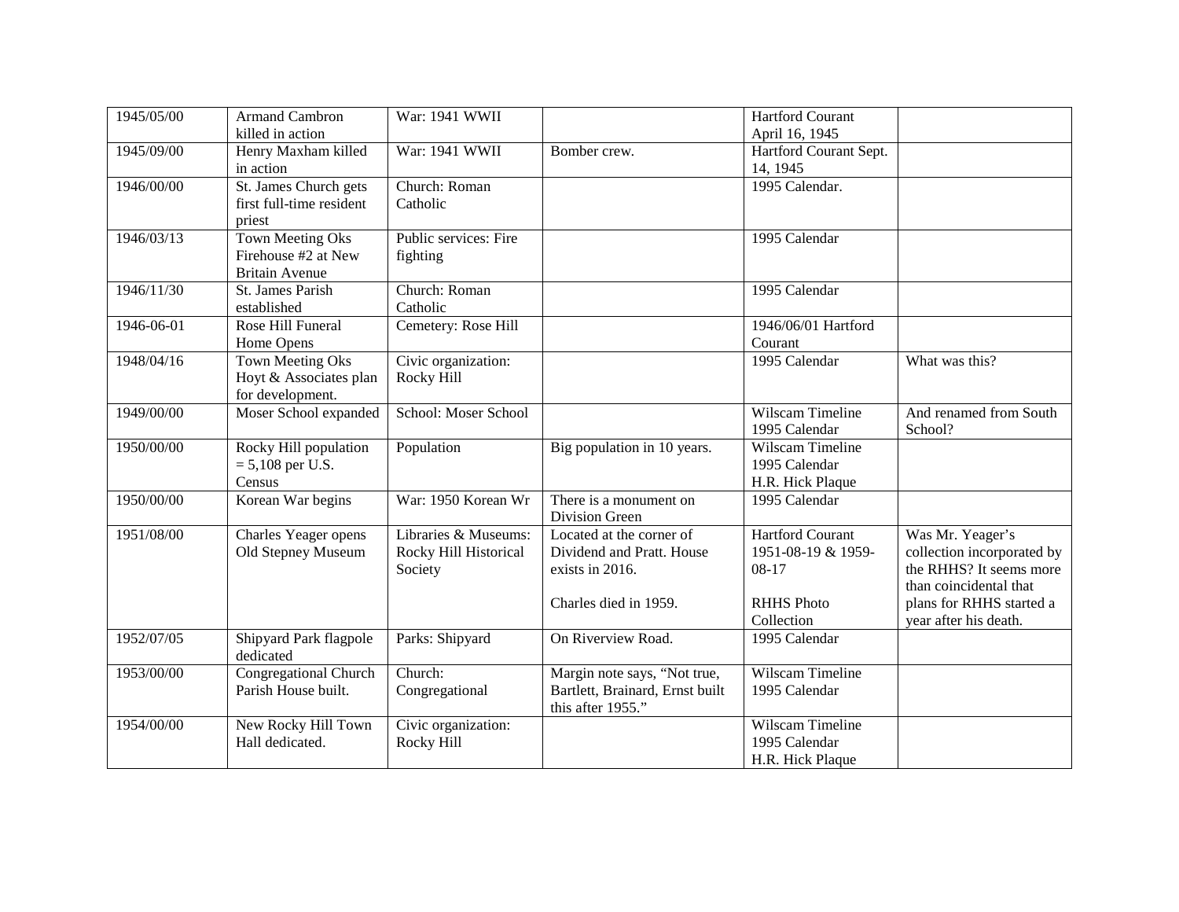| 1945/05/00 | Armand Cambron killed in action | War: 1941 WWII | | Hartford Courant April 16, 1945 | |
|---|---|---|---|---|---|
| 1945/09/00 | Henry Maxham killed in action | War: 1941 WWII | Bomber crew. | Hartford Courant Sept. 14, 1945 | |
| 1946/00/00 | St. James Church gets first full-time resident priest | Church: Roman Catholic | | 1995 Calendar. | |
| 1946/03/13 | Town Meeting Oks Firehouse #2 at New Britain Avenue | Public services: Fire fighting | | 1995 Calendar | |
| 1946/11/30 | St. James Parish established | Church: Roman Catholic | | 1995 Calendar | |
| 1946-06-01 | Rose Hill Funeral Home Opens | Cemetery: Rose Hill | | 1946/06/01 Hartford Courant | |
| 1948/04/16 | Town Meeting Oks Hoyt & Associates plan for development. | Civic organization: Rocky Hill | | 1995 Calendar | What was this? |
| 1949/00/00 | Moser School expanded | School: Moser School | | Wilscam Timeline 1995 Calendar | And renamed from South School? |
| 1950/00/00 | Rocky Hill population = 5,108 per U.S. Census | Population | Big population in 10 years. | Wilscam Timeline 1995 Calendar H.R. Hick Plaque | |
| 1950/00/00 | Korean War begins | War: 1950 Korean Wr | There is a monument on Division Green | 1995 Calendar | |
| 1951/08/00 | Charles Yeager opens Old Stepney Museum | Libraries & Museums: Rocky Hill Historical Society | Located at the corner of Dividend and Pratt. House exists in 2016.<br><br>Charles died in 1959. | Hartford Courant 1951-08-19 & 1959-08-17<br><br>RHHS Photo Collection | Was Mr. Yeager's collection incorporated by the RHHS? It seems more than coincidental that plans for RHHS started a year after his death. |
| 1952/07/05 | Shipyard Park flagpole dedicated | Parks: Shipyard | On Riverview Road. | 1995 Calendar | |
| 1953/00/00 | Congregational Church Parish House built. | Church: Congregational | Margin note says, "Not true, Bartlett, Brainard, Ernst built this after 1955." | Wilscam Timeline 1995 Calendar | |
| 1954/00/00 | New Rocky Hill Town Hall dedicated. | Civic organization: Rocky Hill | | Wilscam Timeline 1995 Calendar H.R. Hick Plaque | |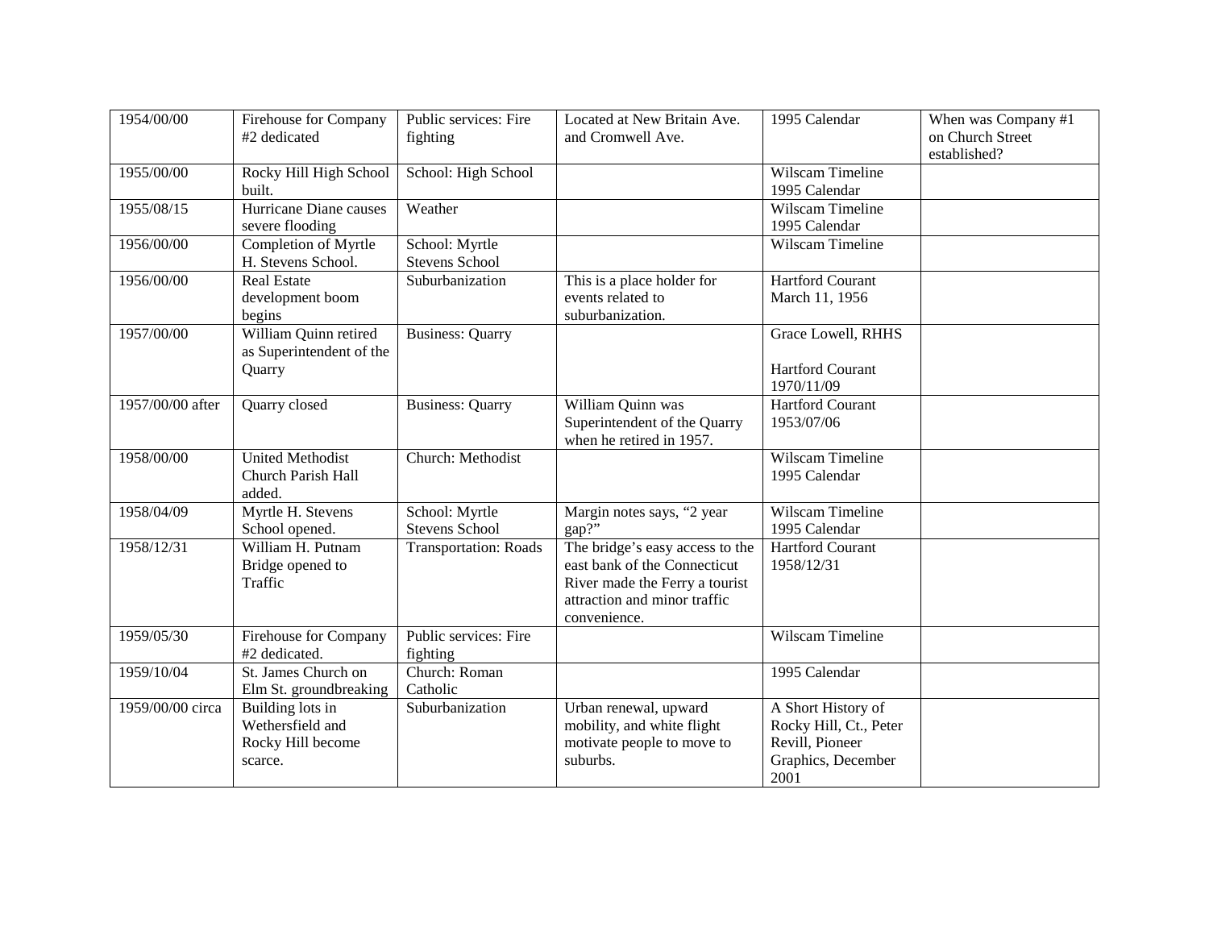| | | | | | |
|---|---|---|---|---|---|
| 1954/00/00 | Firehouse for Company #2 dedicated | Public services: Fire fighting | Located at New Britain Ave. and Cromwell Ave. | 1995 Calendar | When was Company #1 on Church Street established? |
| 1955/00/00 | Rocky Hill High School built. | School: High School | | Wilscam Timeline 1995 Calendar | |
| 1955/08/15 | Hurricane Diane causes severe flooding | Weather | | Wilscam Timeline 1995 Calendar | |
| 1956/00/00 | Completion of Myrtle H. Stevens School. | School: Myrtle Stevens School | | Wilscam Timeline | |
| 1956/00/00 | Real Estate development boom begins | Suburbanization | This is a place holder for events related to suburbanization. | Hartford Courant March 11, 1956 | |
| 1957/00/00 | William Quinn retired as Superintendent of the Quarry | Business: Quarry | | Grace Lowell, RHHS<br><br>Hartford Courant 1970/11/09 | |
| 1957/00/00 after | Quarry closed | Business: Quarry | William Quinn was Superintendent of the Quarry when he retired in 1957. | Hartford Courant 1953/07/06 | |
| 1958/00/00 | United Methodist Church Parish Hall added. | Church: Methodist | | Wilscam Timeline 1995 Calendar | |
| 1958/04/09 | Myrtle H. Stevens School opened. | School: Myrtle Stevens School | Margin notes says, "2 year gap?" | Wilscam Timeline 1995 Calendar | |
| 1958/12/31 | William H. Putnam Bridge opened to Traffic | Transportation: Roads | The bridge's easy access to the east bank of the Connecticut River made the Ferry a tourist attraction and minor traffic convenience. | Hartford Courant 1958/12/31 | |
| 1959/05/30 | Firehouse for Company #2 dedicated. | Public services: Fire fighting | | Wilscam Timeline | |
| 1959/10/04 | St. James Church on Elm St. groundbreaking | Church: Roman Catholic | | 1995 Calendar | |
| 1959/00/00 circa | Building lots in Wethersfield and Rocky Hill become scarce. | Suburbanization | Urban renewal, upward mobility, and white flight motivate people to move to suburbs. | A Short History of Rocky Hill, Ct., Peter Revill, Pioneer Graphics, December 2001 | |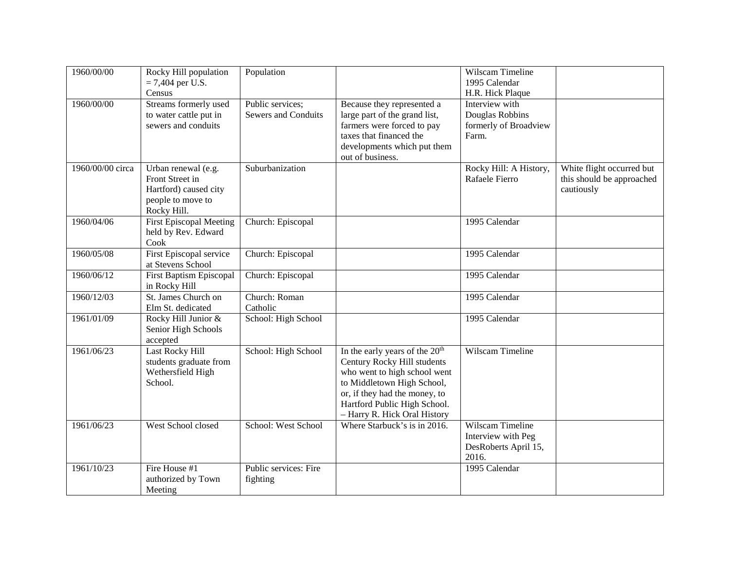| 1960/00/00 | Rocky Hill population = 7,404 per U.S. Census | Population | | Wilscam Timeline<br>1995 Calendar<br>H.R. Hick Plaque | |
|---|---|---|---|---|---|
| 1960/00/00 | Streams formerly used to water cattle put in sewers and conduits | Public services; Sewers and Conduits | Because they represented a large part of the grand list, farmers were forced to pay taxes that financed the developments which put them out of business. | Interview with Douglas Robbins formerly of Broadview Farm. | |
| 1960/00/00 circa | Urban renewal (e.g. Front Street in Hartford) caused city people to move to Rocky Hill. | Suburbanization | | Rocky Hill: A History, Rafaele Fierro | White flight occurred but this should be approached cautiously |
| 1960/04/06 | First Episcopal Meeting held by Rev. Edward Cook | Church: Episcopal | | 1995 Calendar | |
| 1960/05/08 | First Episcopal service at Stevens School | Church: Episcopal | | 1995 Calendar | |
| 1960/06/12 | First Baptism Episcopal in Rocky Hill | Church: Episcopal | | 1995 Calendar | |
| 1960/12/03 | St. James Church on Elm St. dedicated | Church: Roman Catholic | | 1995 Calendar | |
| 1961/01/09 | Rocky Hill Junior & Senior High Schools accepted | School: High School | | 1995 Calendar | |
| 1961/06/23 | Last Rocky Hill students graduate from Wethersfield High School. | School: High School | In the early years of the 20th Century Rocky Hill students who went to high school went to Middletown High School, or, if they had the money, to Hartford Public High School. – Harry R. Hick Oral History | Wilscam Timeline | |
| 1961/06/23 | West School closed | School: West School | Where Starbuck's is in 2016. | Wilscam Timeline<br>Interview with Peg DesRoberts April 15, 2016. | |
| 1961/10/23 | Fire House #1 authorized by Town Meeting | Public services: Fire fighting | | 1995 Calendar | |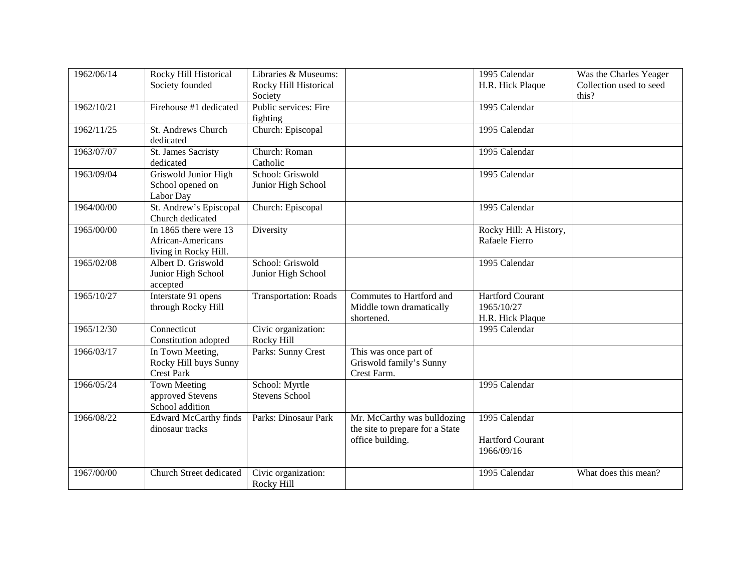| 1962/06/14 | Rocky Hill Historical Society founded | Libraries & Museums: Rocky Hill Historical Society | | 1995 Calendar H.R. Hick Plaque | Was the Charles Yeager Collection used to seed this? |
|---|---|---|---|---|---|
| 1962/10/21 | Firehouse #1 dedicated | Public services: Fire fighting | | 1995 Calendar | |
| 1962/11/25 | St. Andrews Church dedicated | Church: Episcopal | | 1995 Calendar | |
| 1963/07/07 | St. James Sacristy dedicated | Church: Roman Catholic | | 1995 Calendar | |
| 1963/09/04 | Griswold Junior High School opened on Labor Day | School: Griswold Junior High School | | 1995 Calendar | |
| 1964/00/00 | St. Andrew's Episcopal Church dedicated | Church: Episcopal | | 1995 Calendar | |
| 1965/00/00 | In 1865 there were 13 African-Americans living in Rocky Hill. | Diversity | | Rocky Hill: A History, Rafaele Fierro | |
| 1965/02/08 | Albert D. Griswold Junior High School accepted | School: Griswold Junior High School | | 1995 Calendar | |
| 1965/10/27 | Interstate 91 opens through Rocky Hill | Transportation: Roads | Commutes to Hartford and Middle town dramatically shortened. | Hartford Courant 1965/10/27 H.R. Hick Plaque | |
| 1965/12/30 | Connecticut Constitution adopted | Civic organization: Rocky Hill | | 1995 Calendar | |
| 1966/03/17 | In Town Meeting, Rocky Hill buys Sunny Crest Park | Parks: Sunny Crest | This was once part of Griswold family's Sunny Crest Farm. | | |
| 1966/05/24 | Town Meeting approved Stevens School addition | School: Myrtle Stevens School | | 1995 Calendar | |
| 1966/08/22 | Edward McCarthy finds dinosaur tracks | Parks: Dinosaur Park | Mr. McCarthy was bulldozing the site to prepare for a State office building. | 1995 Calendar<br><br>Hartford Courant 1966/09/16 | |
| 1967/00/00 | Church Street dedicated | Civic organization: Rocky Hill | | 1995 Calendar | What does this mean? |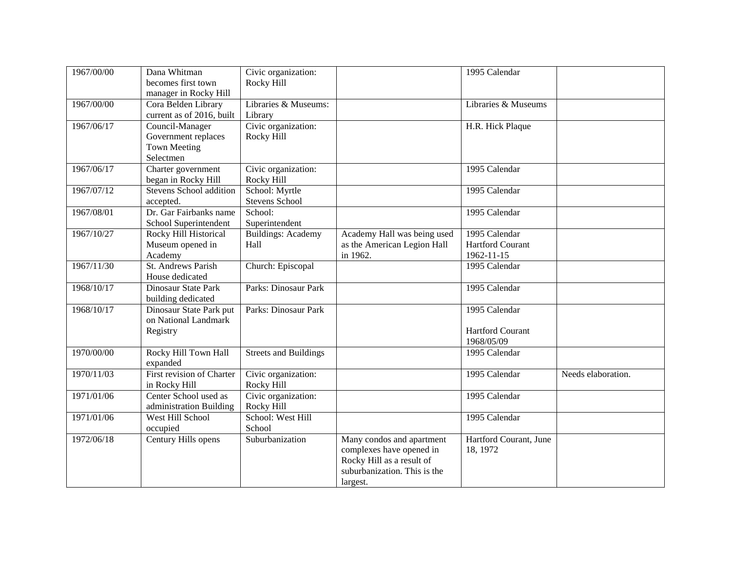| 1967/00/00 | Dana Whitman becomes first town manager in Rocky Hill | Civic organization: Rocky Hill | | 1995 Calendar | |
|---|---|---|---|---|---|
| 1967/00/00 | Cora Belden Library current as of 2016, built | Libraries & Museums: Library | | Libraries & Museums | |
| 1967/06/17 | Council-Manager Government replaces Town Meeting Selectmen | Civic organization: Rocky Hill | | H.R. Hick Plaque | |
| 1967/06/17 | Charter government began in Rocky Hill | Civic organization: Rocky Hill | | 1995 Calendar | |
| 1967/07/12 | Stevens School addition accepted. | School: Myrtle Stevens School | | 1995 Calendar | |
| 1967/08/01 | Dr. Gar Fairbanks name School Superintendent | School: Superintendent | | 1995 Calendar | |
| 1967/10/27 | Rocky Hill Historical Museum opened in Academy | Buildings: Academy Hall | Academy Hall was being used as the American Legion Hall in 1962. | 1995 Calendar Hartford Courant 1962-11-15 | |
| 1967/11/30 | St. Andrews Parish House dedicated | Church: Episcopal | | 1995 Calendar | |
| 1968/10/17 | Dinosaur State Park building dedicated | Parks: Dinosaur Park | | 1995 Calendar | |
| 1968/10/17 | Dinosaur State Park put on National Landmark Registry | Parks: Dinosaur Park | | 1995 Calendar<br><br>Hartford Courant 1968/05/09 | |
| 1970/00/00 | Rocky Hill Town Hall expanded | Streets and Buildings | | 1995 Calendar | |
| 1970/11/03 | First revision of Charter in Rocky Hill | Civic organization: Rocky Hill | | 1995 Calendar | Needs elaboration. |
| 1971/01/06 | Center School used as administration Building | Civic organization: Rocky Hill | | 1995 Calendar | |
| 1971/01/06 | West Hill School occupied | School: West Hill School | | 1995 Calendar | |
| 1972/06/18 | Century Hills opens | Suburbanization | Many condos and apartment complexes have opened in Rocky Hill as a result of suburbanization. This is the largest. | Hartford Courant, June 18, 1972 | |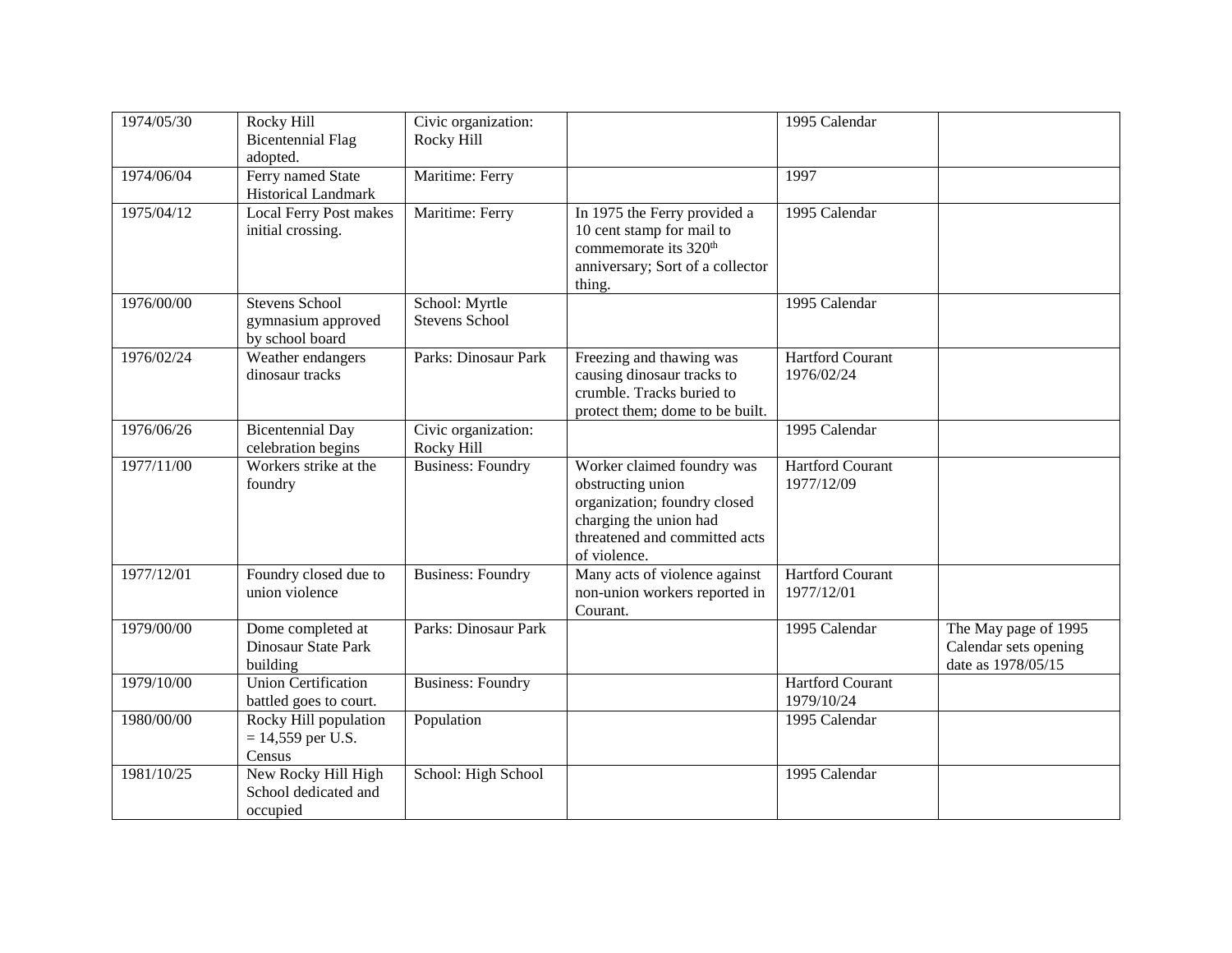| | | | | | |
|---|---|---|---|---|---|
| 1974/05/30 | Rocky Hill Bicentennial Flag adopted. | Civic organization: Rocky Hill | | 1995 Calendar | |
| 1974/06/04 | Ferry named State Historical Landmark | Maritime: Ferry | | 1997 | |
| 1975/04/12 | Local Ferry Post makes initial crossing. | Maritime: Ferry | In 1975 the Ferry provided a 10 cent stamp for mail to commemorate its 320th anniversary; Sort of a collector thing. | 1995 Calendar | |
| 1976/00/00 | Stevens School gymnasium approved by school board | School: Myrtle Stevens School | | 1995 Calendar | |
| 1976/02/24 | Weather endangers dinosaur tracks | Parks: Dinosaur Park | Freezing and thawing was causing dinosaur tracks to crumble. Tracks buried to protect them; dome to be built. | Hartford Courant 1976/02/24 | |
| 1976/06/26 | Bicentennial Day celebration begins | Civic organization: Rocky Hill | | 1995 Calendar | |
| 1977/11/00 | Workers strike at the foundry | Business: Foundry | Worker claimed foundry was obstructing union organization; foundry closed charging the union had threatened and committed acts of violence. | Hartford Courant 1977/12/09 | |
| 1977/12/01 | Foundry closed due to union violence | Business: Foundry | Many acts of violence against non-union workers reported in Courant. | Hartford Courant 1977/12/01 | |
| 1979/00/00 | Dome completed at Dinosaur State Park building | Parks: Dinosaur Park | | 1995 Calendar | The May page of 1995 Calendar sets opening date as 1978/05/15 |
| 1979/10/00 | Union Certification battled goes to court. | Business: Foundry | | Hartford Courant 1979/10/24 | |
| 1980/00/00 | Rocky Hill population = 14,559 per U.S. Census | Population | | 1995 Calendar | |
| 1981/10/25 | New Rocky Hill High School dedicated and occupied | School: High School | | 1995 Calendar | |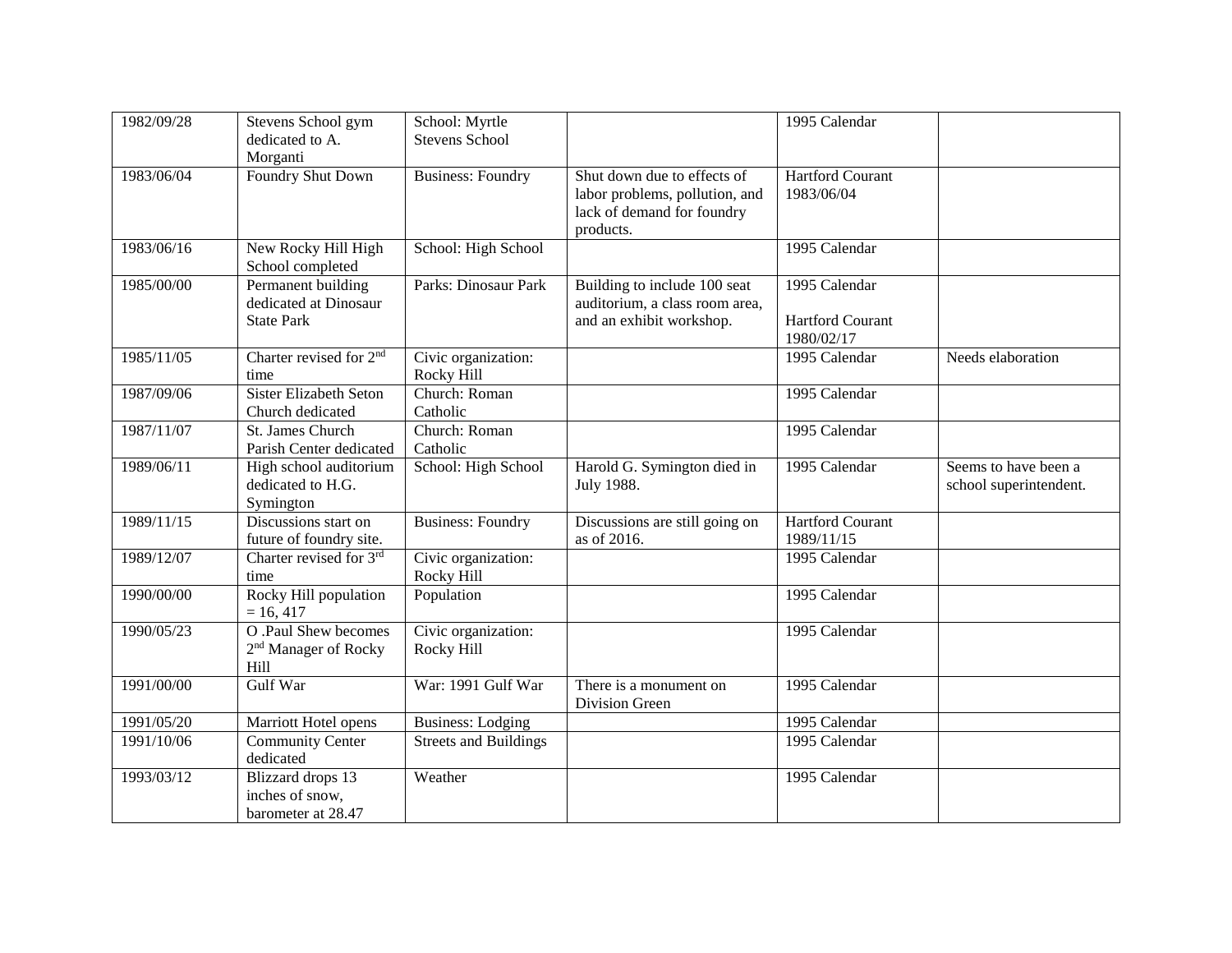| 1982/09/28 | Stevens School gym dedicated to A. Morganti | School: Myrtle Stevens School | | 1995 Calendar | |
|---|---|---|---|---|---|
| 1983/06/04 | Foundry Shut Down | Business: Foundry | Shut down due to effects of labor problems, pollution, and lack of demand for foundry products. | Hartford Courant 1983/06/04 | |
| 1983/06/16 | New Rocky Hill High School completed | School: High School | | 1995 Calendar | |
| 1985/00/00 | Permanent building dedicated at Dinosaur State Park | Parks: Dinosaur Park | Building to include 100 seat auditorium, a class room area, and an exhibit workshop. | 1995 Calendar<br><br>Hartford Courant 1980/02/17 | |
| 1985/11/05 | Charter revised for 2nd time | Civic organization: Rocky Hill | | 1995 Calendar | Needs elaboration |
| 1987/09/06 | Sister Elizabeth Seton Church dedicated | Church: Roman Catholic | | 1995 Calendar | |
| 1987/11/07 | St. James Church Parish Center dedicated | Church: Roman Catholic | | 1995 Calendar | |
| 1989/06/11 | High school auditorium dedicated to H.G. Symington | School: High School | Harold G. Symington died in July 1988. | 1995 Calendar | Seems to have been a school superintendent. |
| 1989/11/15 | Discussions start on future of foundry site. | Business: Foundry | Discussions are still going on as of 2016. | Hartford Courant 1989/11/15 | |
| 1989/12/07 | Charter revised for 3rd time | Civic organization: Rocky Hill | | 1995 Calendar | |
| 1990/00/00 | Rocky Hill population = 16, 417 | Population | | 1995 Calendar | |
| 1990/05/23 | O .Paul Shew becomes 2nd Manager of Rocky Hill | Civic organization: Rocky Hill | | 1995 Calendar | |
| 1991/00/00 | Gulf War | War: 1991 Gulf War | There is a monument on Division Green | 1995 Calendar | |
| 1991/05/20 | Marriott Hotel opens | Business: Lodging | | 1995 Calendar | |
| 1991/10/06 | Community Center dedicated | Streets and Buildings | | 1995 Calendar | |
| 1993/03/12 | Blizzard drops 13 inches of snow, barometer at 28.47 | Weather | | 1995 Calendar | |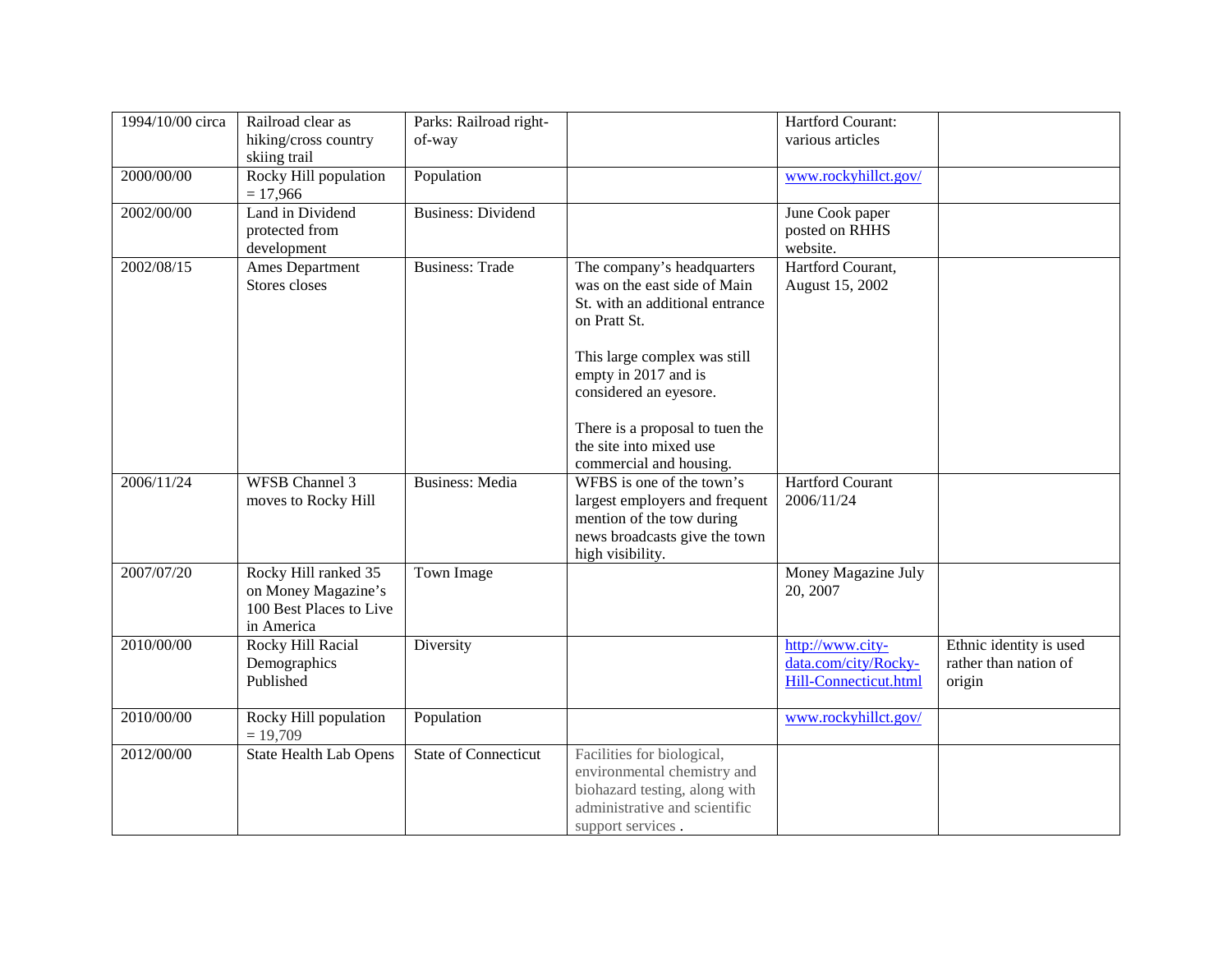| 1994/10/00 circa | Railroad clear as hiking/cross country skiing trail | Parks: Railroad right-of-way | | Hartford Courant: various articles | |
|---|---|---|---|---|---|
| 2000/00/00 | Rocky Hill population = 17,966 | Population | | www.rockyhillct.gov/ | |
| 2002/00/00 | Land in Dividend protected from development | Business: Dividend | | June Cook paper posted on RHHS website. | |
| 2002/08/15 | Ames Department Stores closes | Business: Trade | The company's headquarters was on the east side of Main St. with an additional entrance on Pratt St.<br><br>This large complex was still empty in 2017 and is considered an eyesore.<br><br>There is a proposal to tuen the the site into mixed use commercial and housing. | Hartford Courant, August 15, 2002 | |
| 2006/11/24 | WFSB Channel 3 moves to Rocky Hill | Business: Media | WFBS is one of the town's largest employers and frequent mention of the tow during news broadcasts give the town high visibility. | Hartford Courant 2006/11/24 | |
| 2007/07/20 | Rocky Hill ranked 35 on Money Magazine's 100 Best Places to Live in America | Town Image | | Money Magazine July 20, 2007 | |
| 2010/00/00 | Rocky Hill Racial Demographics Published | Diversity | | http://www.city-data.com/city/Rocky-Hill-Connecticut.html | Ethnic identity is used rather than nation of origin |
| 2010/00/00 | Rocky Hill population = 19,709 | Population | | www.rockyhillct.gov/ | |
| 2012/00/00 | State Health Lab Opens | State of Connecticut | Facilities for biological, environmental chemistry and biohazard testing, along with administrative and scientific support services . | | |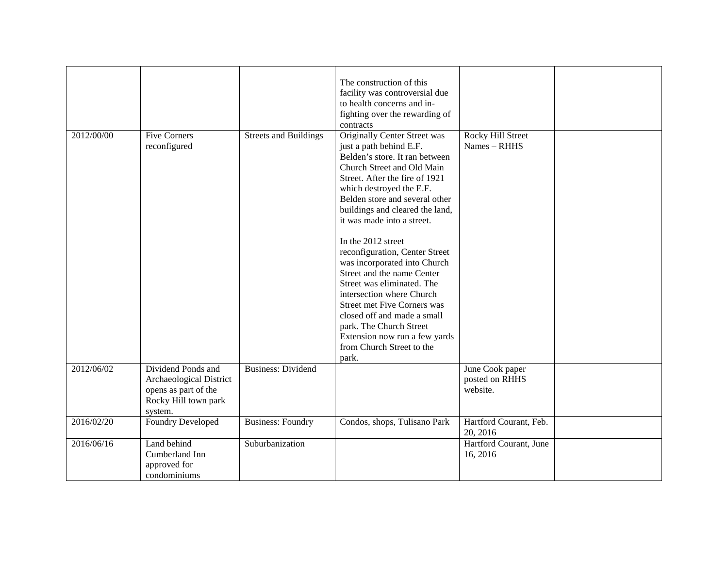| | | | | | |
|---|---|---|---|---|---|
| | | | The construction of this facility was controversial due to health concerns and in-fighting over the rewarding of contracts | | |
| 2012/00/00 | Five Corners reconfigured | Streets and Buildings | Originally Center Street was just a path behind E.F. Belden's store. It ran between Church Street and Old Main Street. After the fire of 1921 which destroyed the E.F. Belden store and several other buildings and cleared the land, it was made into a street.<br><br>In the 2012 street reconfiguration, Center Street was incorporated into Church Street and the name Center Street was eliminated. The intersection where Church Street met Five Corners was closed off and made a small park. The Church Street Extension now run a few yards from Church Street to the park. | Rocky Hill Street Names – RHHS | |
| 2012/06/02 | Dividend Ponds and Archaeological District opens as part of the Rocky Hill town park system. | Business: Dividend | | June Cook paper posted on RHHS website. | |
| 2016/02/20 | Foundry Developed | Business: Foundry | Condos, shops, Tulisano Park | Hartford Courant, Feb. 20, 2016 | |
| 2016/06/16 | Land behind Cumberland Inn approved for condominiums | Suburbanization | | Hartford Courant, June 16, 2016 | |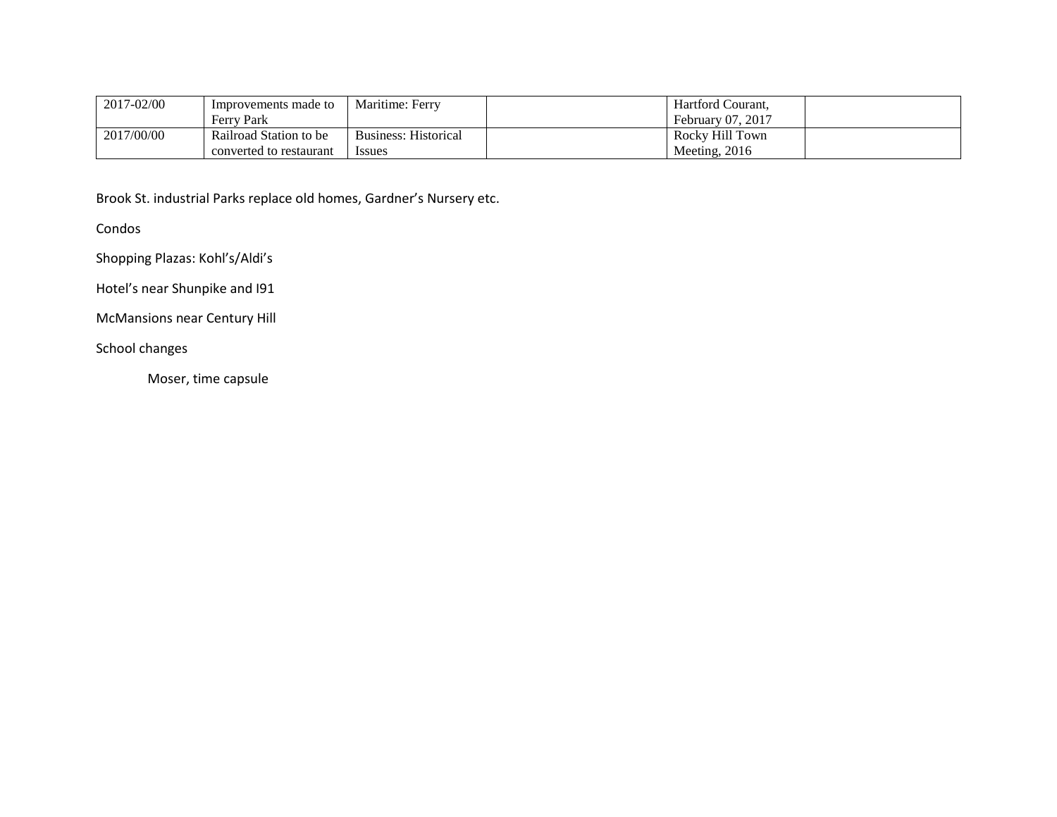| | | | | | |
|---|---|---|---|---|---|
| 2017-02/00 | Improvements made to Ferry Park | Maritime: Ferry | | Hartford Courant, February 07, 2017 | |
| 2017/00/00 | Railroad Station to be converted to restaurant | Business: Historical Issues | | Rocky Hill Town Meeting, 2016 | |

Brook St. industrial Parks replace old homes, Gardner's Nursery etc.

Condos

Shopping Plazas: Kohl's/Aldi's

Hotel's near Shunpike and I91

McMansions near Century Hill

School changes

Moser, time capsule